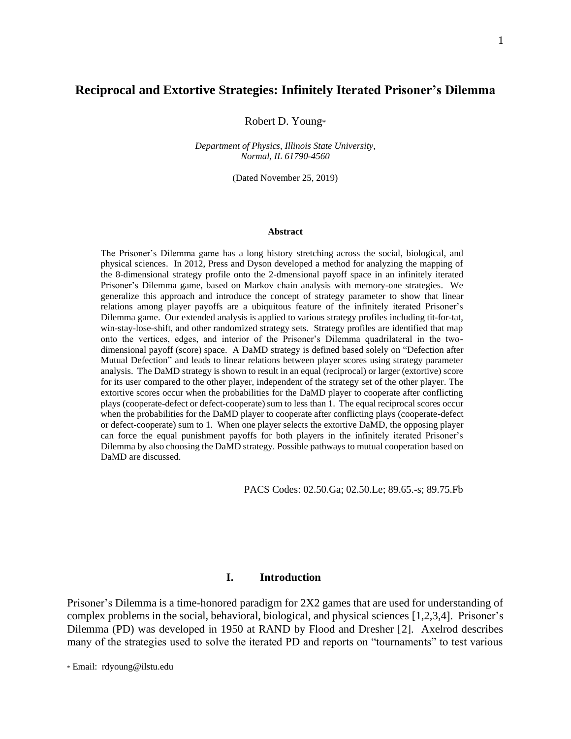# Reciprocal and Extortive Strategies: Infinitely Iterated Prisoner's Dilemma

Robert D. Young*

*Department of Physics, Illinois State University, Normal, IL 61790-4560*

(Dated November 25, 2019)

### Abstract

The Prisoner's Dilemma game has a long history stretching across the social, biological, and physical sciences. In 2012, Press and Dyson developed a method for analyzing the mapping of the 8-dimensional strategy profile onto the 2-dmensional payoff space in an infinitely iterated Prisoner's Dilemma game, based on Markov chain analysis with memory-one strategies. We generalize this approach and introduce the concept of strategy parameter to show that linear relations among player payoffs are a ubiquitous feature of the infinitely iterated Prisoner's Dilemma game. Our extended analysis is applied to various strategy profiles including tit-for-tat, win-stay-lose-shift, and other randomized strategy sets. Strategy profiles are identified that map onto the vertices, edges, and interior of the Prisoner's Dilemma quadrilateral in the two-dimensional payoff (score) space. A DaMD strategy is defined based solely on "Defection after Mutual Defection" and leads to linear relations between player scores using strategy parameter analysis. The DaMD strategy is shown to result in an equal (reciprocal) or larger (extortive) score for its user compared to the other player, independent of the strategy set of the other player. The extortive scores occur when the probabilities for the DaMD player to cooperate after conflicting plays (cooperate-defect or defect-cooperate) sum to less than 1. The equal reciprocal scores occur when the probabilities for the DaMD player to cooperate after conflicting plays (cooperate-defect or defect-cooperate) sum to 1. When one player selects the extortive DaMD, the opposing player can force the equal punishment payoffs for both players in the infinitely iterated Prisoner's Dilemma by also choosing the DaMD strategy. Possible pathways to mutual cooperation based on DaMD are discussed.

PACS Codes: 02.50.Ga; 02.50.Le; 89.65.-s; 89.75.Fb

## I. Introduction

Prisoner's Dilemma is a time-honored paradigm for 2X2 games that are used for understanding of complex problems in the social, behavioral, biological, and physical sciences [1,2,3,4]. Prisoner's Dilemma (PD) was developed in 1950 at RAND by Flood and Dresher [2]. Axelrod describes many of the strategies used to solve the iterated PD and reports on "tournaments" to test various

* Email: rdyoung@ilstu.edu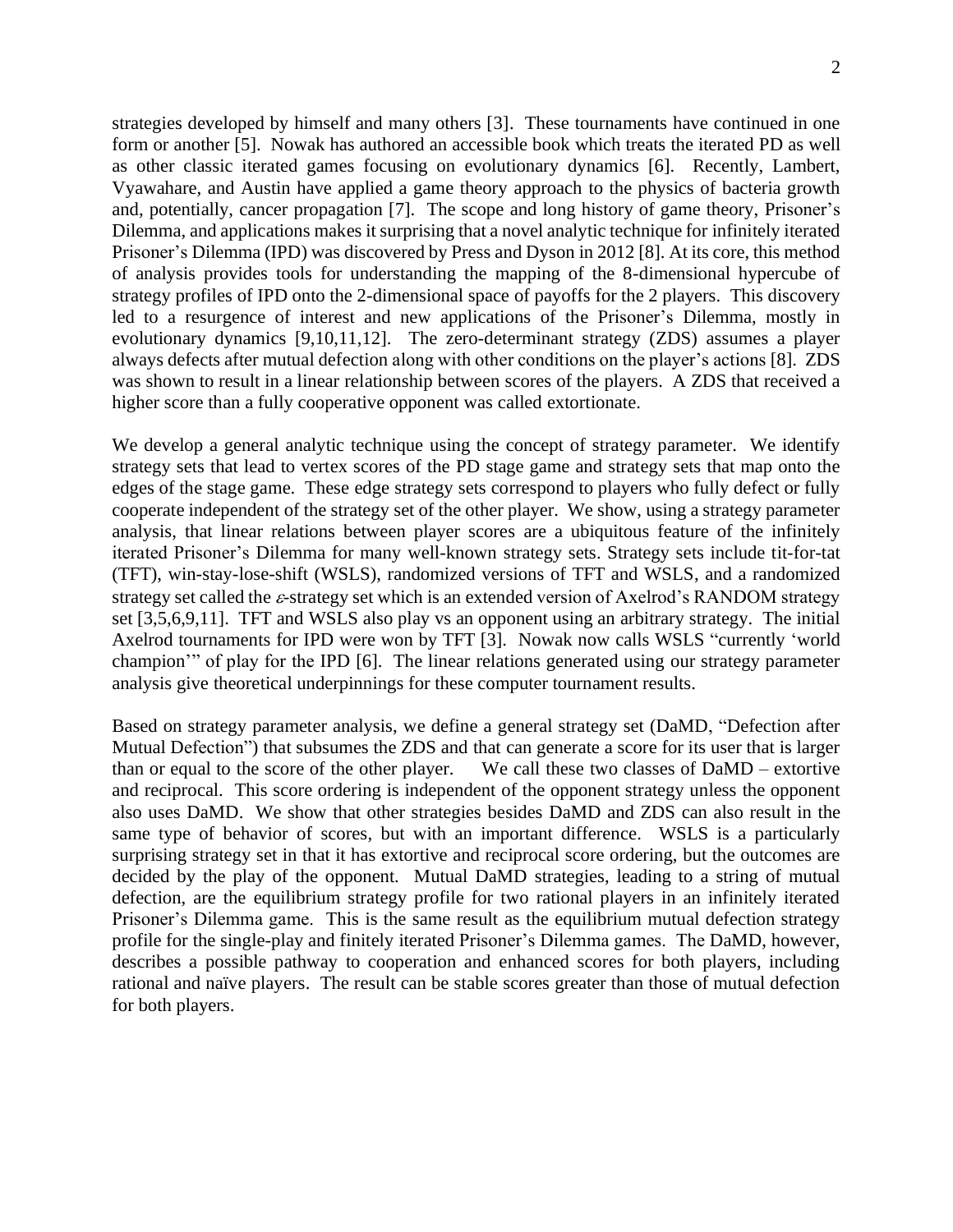strategies developed by himself and many others [3]. These tournaments have continued in one form or another [5]. Nowak has authored an accessible book which treats the iterated PD as well as other classic iterated games focusing on evolutionary dynamics [6]. Recently, Lambert, Vyawahare, and Austin have applied a game theory approach to the physics of bacteria growth and, potentially, cancer propagation [7]. The scope and long history of game theory, Prisoner's Dilemma, and applications makes it surprising that a novel analytic technique for infinitely iterated Prisoner's Dilemma (IPD) was discovered by Press and Dyson in 2012 [8]. At its core, this method of analysis provides tools for understanding the mapping of the 8-dimensional hypercube of strategy profiles of IPD onto the 2-dimensional space of payoffs for the 2 players. This discovery led to a resurgence of interest and new applications of the Prisoner's Dilemma, mostly in evolutionary dynamics [9,10,11,12]. The zero-determinant strategy (ZDS) assumes a player always defects after mutual defection along with other conditions on the player's actions [8]. ZDS was shown to result in a linear relationship between scores of the players. A ZDS that received a higher score than a fully cooperative opponent was called extortionate.

We develop a general analytic technique using the concept of strategy parameter. We identify strategy sets that lead to vertex scores of the PD stage game and strategy sets that map onto the edges of the stage game. These edge strategy sets correspond to players who fully defect or fully cooperate independent of the strategy set of the other player. We show, using a strategy parameter analysis, that linear relations between player scores are a ubiquitous feature of the infinitely iterated Prisoner's Dilemma for many well-known strategy sets. Strategy sets include tit-for-tat (TFT), win-stay-lose-shift (WSLS), randomized versions of TFT and WSLS, and a randomized strategy set called the $\varepsilon$-strategy set which is an extended version of Axelrod's RANDOM strategy set [3,5,6,9,11]. TFT and WSLS also play vs an opponent using an arbitrary strategy. The initial Axelrod tournaments for IPD were won by TFT [3]. Nowak now calls WSLS "currently 'world champion'" of play for the IPD [6]. The linear relations generated using our strategy parameter analysis give theoretical underpinnings for these computer tournament results.

Based on strategy parameter analysis, we define a general strategy set (DaMD, "Defection after Mutual Defection") that subsumes the ZDS and that can generate a score for its user that is larger than or equal to the score of the other player. We call these two classes of DaMD – extortive and reciprocal. This score ordering is independent of the opponent strategy unless the opponent also uses DaMD. We show that other strategies besides DaMD and ZDS can also result in the same type of behavior of scores, but with an important difference. WSLS is a particularly surprising strategy set in that it has extortive and reciprocal score ordering, but the outcomes are decided by the play of the opponent. Mutual DaMD strategies, leading to a string of mutual defection, are the equilibrium strategy profile for two rational players in an infinitely iterated Prisoner's Dilemma game. This is the same result as the equilibrium mutual defection strategy profile for the single-play and finitely iterated Prisoner's Dilemma games. The DaMD, however, describes a possible pathway to cooperation and enhanced scores for both players, including rational and naïve players. The result can be stable scores greater than those of mutual defection for both players.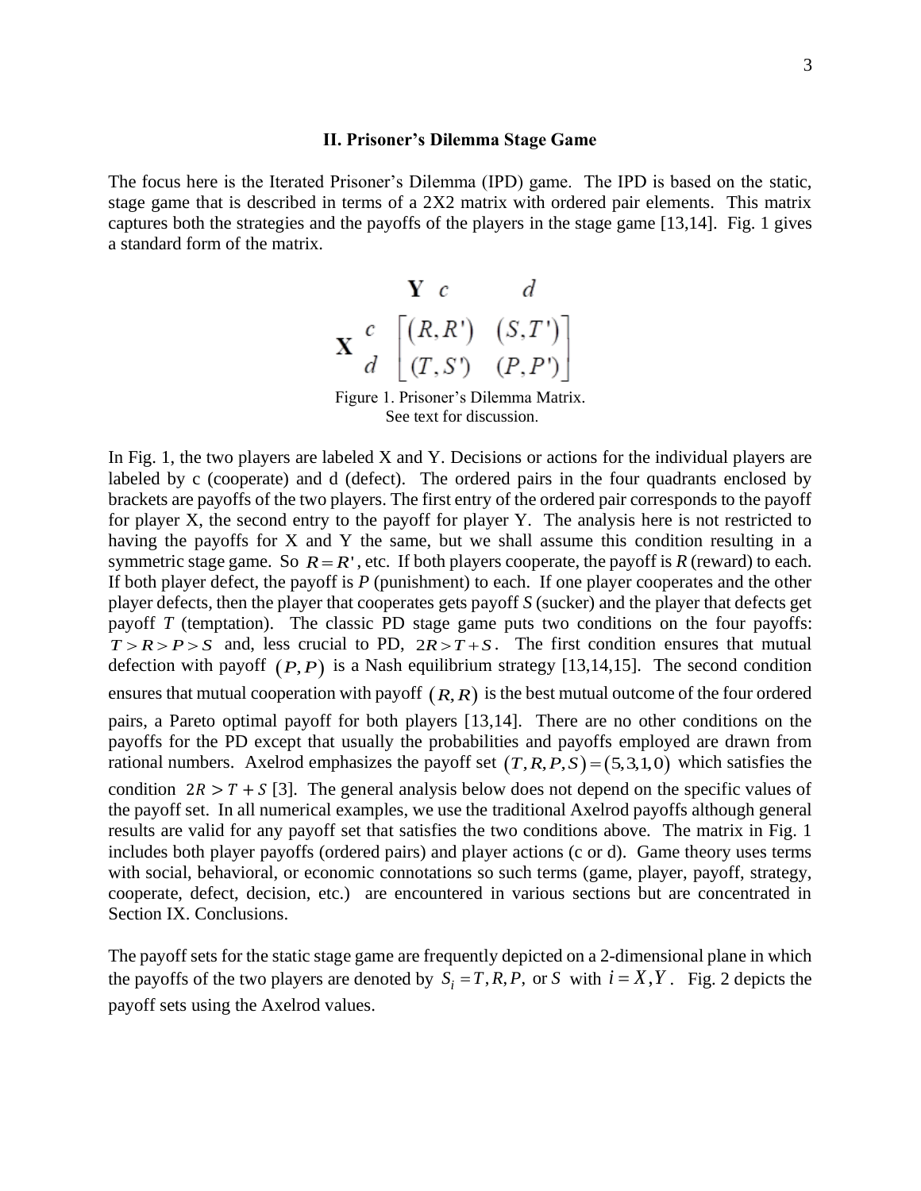### II. Prisoner's Dilemma Stage Game

The focus here is the Iterated Prisoner's Dilemma (IPD) game. The IPD is based on the static, stage game that is described in terms of a 2X2 matrix with ordered pair elements. This matrix captures both the strategies and the payoffs of the players in the stage game [13,14]. Fig. 1 gives a standard form of the matrix.

$$
\begin{array}{cc} & \mathbf{Y} \quad c \qquad\qquad d \\ \mathbf{X} \begin{array}{c} c \\ d \end{array} & \begin{bmatrix} (R,R') & (S,T') \\ (T,S') & (P,P') \end{bmatrix} \end{array}
$$

Figure 1. Prisoner's Dilemma Matrix.
See text for discussion.

In Fig. 1, the two players are labeled X and Y. Decisions or actions for the individual players are labeled by c (cooperate) and d (defect). The ordered pairs in the four quadrants enclosed by brackets are payoffs of the two players. The first entry of the ordered pair corresponds to the payoff for player X, the second entry to the payoff for player Y. The analysis here is not restricted to having the payoffs for X and Y the same, but we shall assume this condition resulting in a symmetric stage game. So $R = R'$, etc. If both players cooperate, the payoff is *R* (reward) to each. If both player defect, the payoff is *P* (punishment) to each. If one player cooperates and the other player defects, then the player that cooperates gets payoff *S* (sucker) and the player that defects get payoff *T* (temptation). The classic PD stage game puts two conditions on the four payoffs: $T > R > P > S$ and, less crucial to PD, $2R > T + S$. The first condition ensures that mutual defection with payoff $(P,P)$ is a Nash equilibrium strategy [13,14,15]. The second condition ensures that mutual cooperation with payoff $(R,R)$ is the best mutual outcome of the four ordered pairs, a Pareto optimal payoff for both players [13,14]. There are no other conditions on the payoffs for the PD except that usually the probabilities and payoffs employed are drawn from rational numbers. Axelrod emphasizes the payoff set $(T,R,P,S) = (5,3,1,0)$ which satisfies the condition $2R > T + S$ [3]. The general analysis below does not depend on the specific values of the payoff set. In all numerical examples, we use the traditional Axelrod payoffs although general results are valid for any payoff set that satisfies the two conditions above. The matrix in Fig. 1 includes both player payoffs (ordered pairs) and player actions (c or d). Game theory uses terms with social, behavioral, or economic connotations so such terms (game, player, payoff, strategy, cooperate, defect, decision, etc.) are encountered in various sections but are concentrated in Section IX. Conclusions.

The payoff sets for the static stage game are frequently depicted on a 2-dimensional plane in which the payoffs of the two players are denoted by $S_i = T, R, P,$ or $S$ with $i = X, Y$. Fig. 2 depicts the payoff sets using the Axelrod values.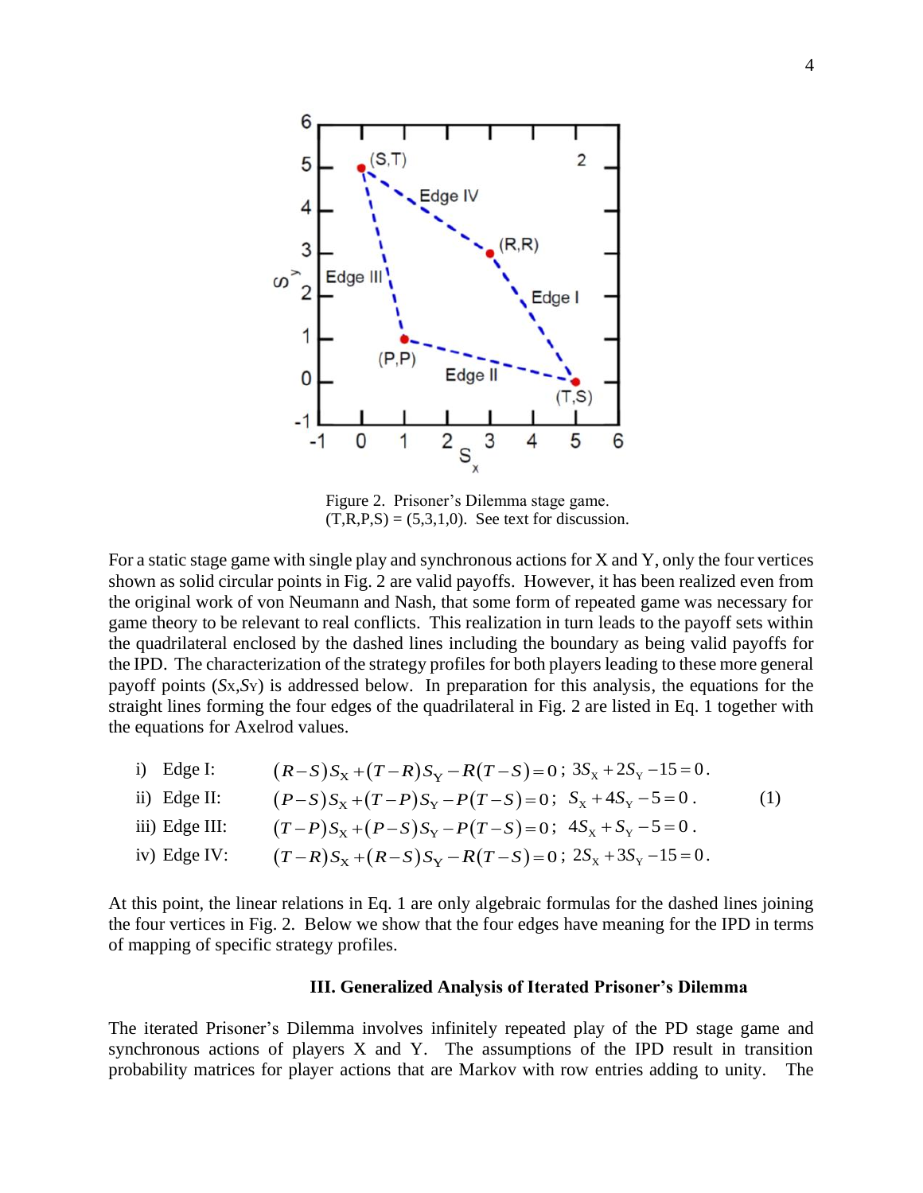Figure 2. Prisoner's Dilemma stage game. $(T,R,P,S) = (5,3,1,0)$. See text for discussion.

For a static stage game with single play and synchronous actions for X and Y, only the four vertices shown as solid circular points in Fig. 2 are valid payoffs. However, it has been realized even from the original work of von Neumann and Nash, that some form of repeated game was necessary for game theory to be relevant to real conflicts. This realization in turn leads to the payoff sets within the quadrilateral enclosed by the dashed lines including the boundary as being valid payoffs for the IPD. The characterization of the strategy profiles for both players leading to these more general payoff points $(S_X,S_Y)$ is addressed below. In preparation for this analysis, the equations for the straight lines forming the four edges of the quadrilateral in Fig. 2 are listed in Eq. 1 together with the equations for Axelrod values.

$$
\begin{aligned}
&\text{i) Edge I:} && (R-S)S_X+(T-R)S_Y-R(T-S)=0\,;\; 3S_X+2S_Y-15=0\,.\\
&\text{ii) Edge II:} && (P-S)S_X+(T-P)S_Y-P(T-S)=0\,;\; S_X+4S_Y-5=0\,.\\
&\text{iii) Edge III:} && (T-P)S_X+(P-S)S_Y-P(T-S)=0\,;\; 4S_X+S_Y-5=0\,.\\
&\text{iv) Edge IV:} && (T-R)S_X+(R-S)S_Y-R(T-S)=0\,;\; 2S_X+3S_Y-15=0\,.
\end{aligned}
\tag{1}
$$

At this point, the linear relations in Eq. 1 are only algebraic formulas for the dashed lines joining the four vertices in Fig. 2. Below we show that the four edges have meaning for the IPD in terms of mapping of specific strategy profiles.

### III. Generalized Analysis of Iterated Prisoner's Dilemma

The iterated Prisoner's Dilemma involves infinitely repeated play of the PD stage game and synchronous actions of players X and Y. The assumptions of the IPD result in transition probability matrices for player actions that are Markov with row entries adding to unity. The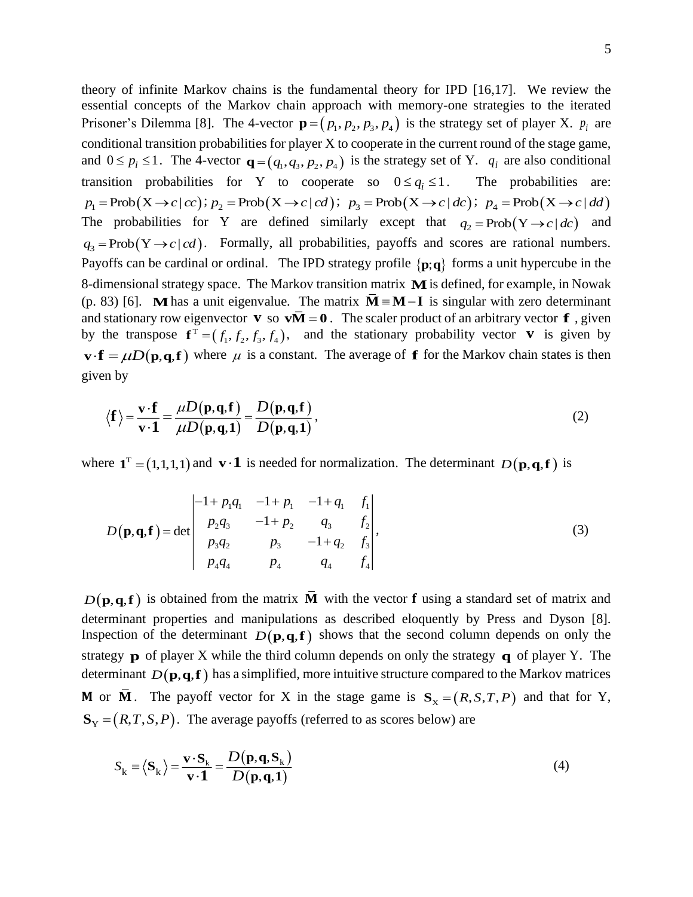theory of infinite Markov chains is the fundamental theory for IPD [16,17]. We review the essential concepts of the Markov chain approach with memory-one strategies to the iterated Prisoner's Dilemma [8]. The 4-vector $\mathbf{p} = (p_1, p_2, p_3, p_4)$ is the strategy set of player X. $p_i$ are conditional transition probabilities for player X to cooperate in the current round of the stage game, and $0 \le p_i \le 1$. The 4-vector $\mathbf{q} = (q_1, q_3, p_2, p_4)$ is the strategy set of Y. $q_i$ are also conditional transition probabilities for Y to cooperate so $0 \le q_i \le 1$. The probabilities are: $p_1 = \text{Prob}(\text{X} \to c \mid cc)$; $p_2 = \text{Prob}(\text{X} \to c \mid cd)$; $p_3 = \text{Prob}(\text{X} \to c \mid dc)$; $p_4 = \text{Prob}(\text{X} \to c \mid dd)$ The probabilities for Y are defined similarly except that $q_2 = \text{Prob}(\text{Y} \to c \mid dc)$ and $q_3 = \text{Prob}(\text{Y} \to c \mid cd)$. Formally, all probabilities, payoffs and scores are rational numbers. Payoffs can be cardinal or ordinal. The IPD strategy profile $\{\mathbf{p};\mathbf{q}\}$ forms a unit hypercube in the 8-dimensional strategy space. The Markov transition matrix $\mathbf{M}$ is defined, for example, in Nowak (p. 83) [6]. $\mathbf{M}$ has a unit eigenvalue. The matrix $\bar{\mathbf{M}} \equiv \mathbf{M} - \mathbf{I}$ is singular with zero determinant and stationary row eigenvector $\mathbf{v}$ so $\mathbf{v}\bar{\mathbf{M}} = \mathbf{0}$. The scaler product of an arbitrary vector $\mathbf{f}$, given by the transpose $\mathbf{f}^{\text{T}} = (f_1, f_2, f_3, f_4)$, and the stationary probability vector $\mathbf{v}$ is given by $\mathbf{v} \cdot \mathbf{f} = \mu D(\mathbf{p},\mathbf{q},\mathbf{f})$ where $\mu$ is a constant. The average of $\mathbf{f}$ for the Markov chain states is then given by

$$
\langle \mathbf{f} \rangle = \frac{\mathbf{v} \cdot \mathbf{f}}{\mathbf{v} \cdot \mathbf{1}} = \frac{\mu D(\mathbf{p},\mathbf{q},\mathbf{f})}{\mu D(\mathbf{p},\mathbf{q},\mathbf{1})} = \frac{D(\mathbf{p},\mathbf{q},\mathbf{f})}{D(\mathbf{p},\mathbf{q},\mathbf{1})}, \tag{2}
$$

where $\mathbf{1}^{\text{T}} = (1,1,1,1)$ and $\mathbf{v} \cdot \mathbf{1}$ is needed for normalization. The determinant $D(\mathbf{p},\mathbf{q},\mathbf{f})$ is

$$
D(\mathbf{p},\mathbf{q},\mathbf{f}) = \det \begin{vmatrix} -1 + p_1 q_1 & -1 + p_1 & -1 + q_1 & f_1 \\ p_2 q_3 & -1 + p_2 & q_3 & f_2 \\ p_3 q_2 & p_3 & -1 + q_2 & f_3 \\ p_4 q_4 & p_4 & q_4 & f_4 \end{vmatrix}, \tag{3}
$$

$D(\mathbf{p},\mathbf{q},\mathbf{f})$ is obtained from the matrix $\bar{\mathbf{M}}$ with the vector $\mathbf{f}$ using a standard set of matrix and determinant properties and manipulations as described eloquently by Press and Dyson [8]. Inspection of the determinant $D(\mathbf{p},\mathbf{q},\mathbf{f})$ shows that the second column depends on only the strategy $\mathbf{p}$ of player X while the third column depends on only the strategy $\mathbf{q}$ of player Y. The determinant $D(\mathbf{p},\mathbf{q},\mathbf{f})$ has a simplified, more intuitive structure compared to the Markov matrices $\mathbf{M}$ or $\bar{\mathbf{M}}$. The payoff vector for X in the stage game is $\mathbf{S}_{\text{X}} = (R,S,T,P)$ and that for Y, $\mathbf{S}_{\text{Y}} = (R,T,S,P)$. The average payoffs (referred to as scores below) are

$$
S_{\text{k}} \equiv \langle \mathbf{S}_{\text{k}} \rangle = \frac{\mathbf{v} \cdot \mathbf{S}_{\text{k}}}{\mathbf{v} \cdot \mathbf{1}} = \frac{D(\mathbf{p},\mathbf{q},\mathbf{S}_{\text{k}})}{D(\mathbf{p},\mathbf{q},\mathbf{1})} \tag{4}
$$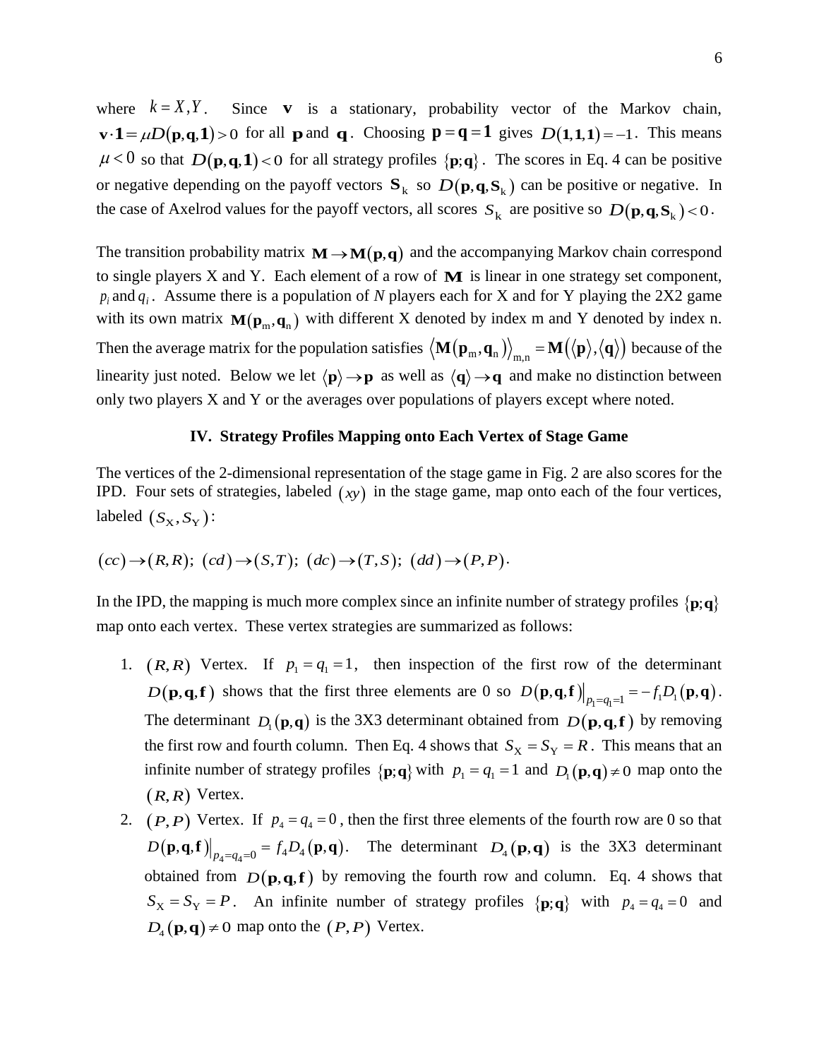where $k = X, Y$. Since $\mathbf{v}$ is a stationary, probability vector of the Markov chain, $\mathbf{v} \cdot \mathbf{1} = \mu D(\mathbf{p}, \mathbf{q}, \mathbf{1}) > 0$ for all $\mathbf{p}$ and $\mathbf{q}$. Choosing $\mathbf{p} = \mathbf{q} = \mathbf{1}$ gives $D(\mathbf{1}, \mathbf{1}, \mathbf{1}) = -1$. This means $\mu < 0$ so that $D(\mathbf{p}, \mathbf{q}, \mathbf{1}) < 0$ for all strategy profiles $\{\mathbf{p}; \mathbf{q}\}$. The scores in Eq. 4 can be positive or negative depending on the payoff vectors $\mathbf{S}_{\mathrm{k}}$ so $D(\mathbf{p}, \mathbf{q}, \mathbf{S}_{\mathrm{k}})$ can be positive or negative. In the case of Axelrod values for the payoff vectors, all scores $S_{\mathrm{k}}$ are positive so $D(\mathbf{p}, \mathbf{q}, \mathbf{S}_{\mathrm{k}}) < 0$.

The transition probability matrix $\mathbf{M} \to \mathbf{M}(\mathbf{p}, \mathbf{q})$ and the accompanying Markov chain correspond to single players X and Y. Each element of a row of $\mathbf{M}$ is linear in one strategy set component, $p_i$ and $q_i$. Assume there is a population of *N* players each for X and for Y playing the 2X2 game with its own matrix $\mathbf{M}(\mathbf{p}_{\mathrm{m}}, \mathbf{q}_{\mathrm{n}})$ with different X denoted by index m and Y denoted by index n. Then the average matrix for the population satisfies $\langle \mathbf{M}(\mathbf{p}_{\mathrm{m}}, \mathbf{q}_{\mathrm{n}}) \rangle_{\mathrm{m,n}} = \mathbf{M}(\langle \mathbf{p} \rangle, \langle \mathbf{q} \rangle)$ because of the linearity just noted. Below we let $\langle \mathbf{p} \rangle \to \mathbf{p}$ as well as $\langle \mathbf{q} \rangle \to \mathbf{q}$ and make no distinction between only two players X and Y or the averages over populations of players except where noted.

## IV. Strategy Profiles Mapping onto Each Vertex of Stage Game

The vertices of the 2-dimensional representation of the stage game in Fig. 2 are also scores for the IPD. Four sets of strategies, labeled $(xy)$ in the stage game, map onto each of the four vertices, labeled $(S_{\mathrm{X}}, S_{\mathrm{Y}})$:

$$(cc) \to (R, R); \; (cd) \to (S, T); \; (dc) \to (T, S); \; (dd) \to (P, P).$$

In the IPD, the mapping is much more complex since an infinite number of strategy profiles $\{\mathbf{p}; \mathbf{q}\}$ map onto each vertex. These vertex strategies are summarized as follows:

1. $(R, R)$ Vertex. If $p_1 = q_1 = 1$, then inspection of the first row of the determinant $D(\mathbf{p}, \mathbf{q}, \mathbf{f})$ shows that the first three elements are 0 so $D(\mathbf{p}, \mathbf{q}, \mathbf{f})\big|_{p_1 = q_1 = 1} = -f_1 D_1(\mathbf{p}, \mathbf{q})$. The determinant $D_1(\mathbf{p}, \mathbf{q})$ is the 3X3 determinant obtained from $D(\mathbf{p}, \mathbf{q}, \mathbf{f})$ by removing the first row and fourth column. Then Eq. 4 shows that $S_{\mathrm{X}} = S_{\mathrm{Y}} = R$. This means that an infinite number of strategy profiles $\{\mathbf{p}; \mathbf{q}\}$ with $p_1 = q_1 = 1$ and $D_1(\mathbf{p}, \mathbf{q}) \neq 0$ map onto the $(R, R)$ Vertex.
2. $(P, P)$ Vertex. If $p_4 = q_4 = 0$, then the first three elements of the fourth row are 0 so that $D(\mathbf{p}, \mathbf{q}, \mathbf{f})\big|_{p_4 = q_4 = 0} = f_4 D_4(\mathbf{p}, \mathbf{q})$. The determinant $D_4(\mathbf{p}, \mathbf{q})$ is the 3X3 determinant obtained from $D(\mathbf{p}, \mathbf{q}, \mathbf{f})$ by removing the fourth row and column. Eq. 4 shows that $S_{\mathrm{X}} = S_{\mathrm{Y}} = P$. An infinite number of strategy profiles $\{\mathbf{p}; \mathbf{q}\}$ with $p_4 = q_4 = 0$ and $D_4(\mathbf{p}, \mathbf{q}) \neq 0$ map onto the $(P, P)$ Vertex.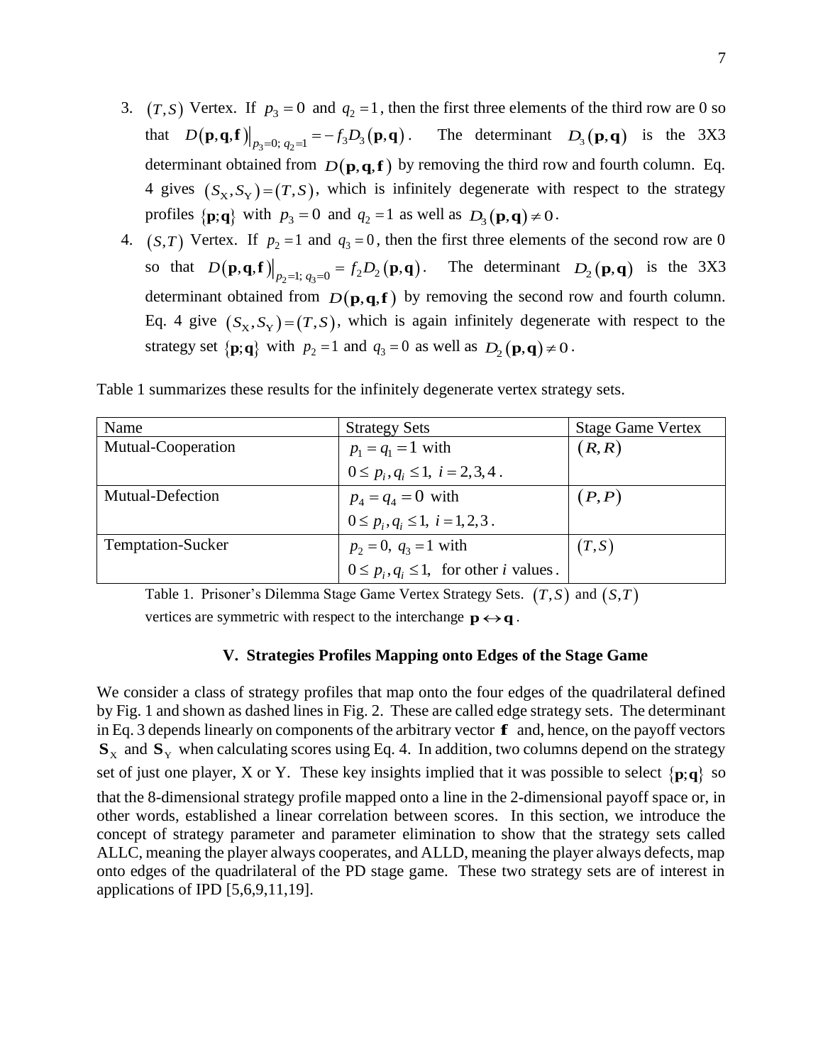3. $(T,S)$ Vertex. If $p_3 = 0$ and $q_2 = 1$, then the first three elements of the third row are 0 so that $D(\mathbf{p},\mathbf{q},\mathbf{f})\big|_{p_3=0;\, q_2=1} = -f_3 D_3(\mathbf{p},\mathbf{q})$. The determinant $D_3(\mathbf{p},\mathbf{q})$ is the 3X3 determinant obtained from $D(\mathbf{p},\mathbf{q},\mathbf{f})$ by removing the third row and fourth column. Eq. 4 gives $(S_X, S_Y) = (T,S)$, which is infinitely degenerate with respect to the strategy profiles $\{\mathbf{p};\mathbf{q}\}$ with $p_3 = 0$ and $q_2 = 1$ as well as $D_3(\mathbf{p},\mathbf{q}) \neq 0$.
4. $(S,T)$ Vertex. If $p_2 = 1$ and $q_3 = 0$, then the first three elements of the second row are 0 so that $D(\mathbf{p},\mathbf{q},\mathbf{f})\big|_{p_2=1;\, q_3=0} = f_2 D_2(\mathbf{p},\mathbf{q})$. The determinant $D_2(\mathbf{p},\mathbf{q})$ is the 3X3 determinant obtained from $D(\mathbf{p},\mathbf{q},\mathbf{f})$ by removing the second row and fourth column. Eq. 4 give $(S_X, S_Y) = (T,S)$, which is again infinitely degenerate with respect to the strategy set $\{\mathbf{p};\mathbf{q}\}$ with $p_2 = 1$ and $q_3 = 0$ as well as $D_2(\mathbf{p},\mathbf{q}) \neq 0$.

Table 1 summarizes these results for the infinitely degenerate vertex strategy sets.

| Name | Strategy Sets | Stage Game Vertex |
|---|---|---|
| Mutual-Cooperation | $p_1 = q_1 = 1$ with $0 \le p_i, q_i \le 1,\ i = 2,3,4$. | $(R,R)$ |
| Mutual-Defection | $p_4 = q_4 = 0$ with $0 \le p_i, q_i \le 1,\ i = 1,2,3$. | $(P,P)$ |
| Temptation-Sucker | $p_2 = 0,\ q_3 = 1$ with $0 \le p_i, q_i \le 1$, for other $i$ values. | $(T,S)$ |

Table 1. Prisoner's Dilemma Stage Game Vertex Strategy Sets. $(T,S)$ and $(S,T)$ vertices are symmetric with respect to the interchange $\mathbf{p} \leftrightarrow \mathbf{q}$.

## V. Strategies Profiles Mapping onto Edges of the Stage Game

We consider a class of strategy profiles that map onto the four edges of the quadrilateral defined by Fig. 1 and shown as dashed lines in Fig. 2. These are called edge strategy sets. The determinant in Eq. 3 depends linearly on components of the arbitrary vector $\mathbf{f}$ and, hence, on the payoff vectors $\mathbf{S}_X$ and $\mathbf{S}_Y$ when calculating scores using Eq. 4. In addition, two columns depend on the strategy set of just one player, X or Y. These key insights implied that it was possible to select $\{\mathbf{p};\mathbf{q}\}$ so that the 8-dimensional strategy profile mapped onto a line in the 2-dimensional payoff space or, in other words, established a linear correlation between scores. In this section, we introduce the concept of strategy parameter and parameter elimination to show that the strategy sets called ALLC, meaning the player always cooperates, and ALLD, meaning the player always defects, map onto edges of the quadrilateral of the PD stage game. These two strategy sets are of interest in applications of IPD [5,6,9,11,19].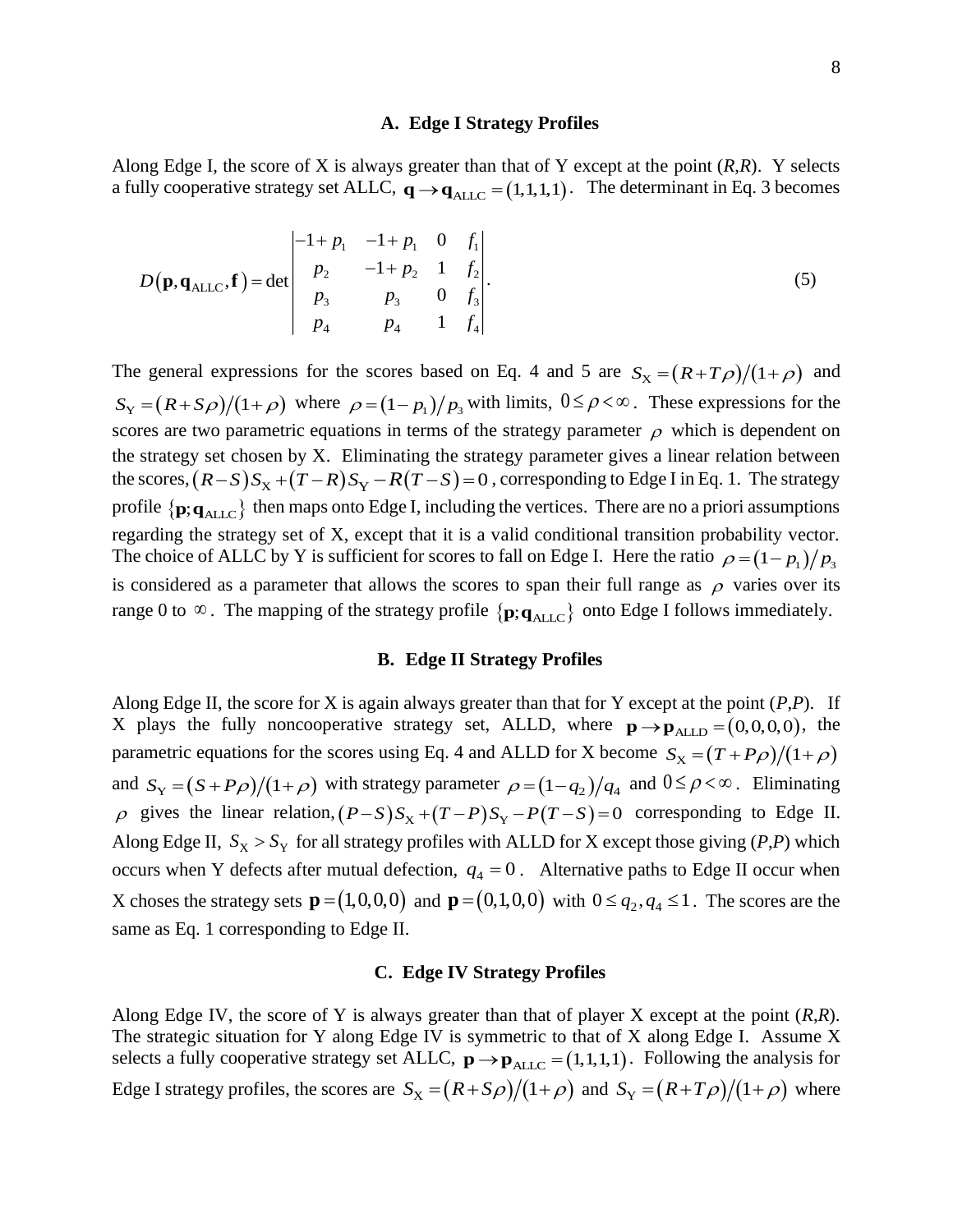### A. Edge I Strategy Profiles

Along Edge I, the score of X is always greater than that of Y except at the point ($R$,$R$). Y selects a fully cooperative strategy set ALLC, $\mathbf{q} \to \mathbf{q}_{\text{ALLC}} = (1,1,1,1)$. The determinant in Eq. 3 becomes

$$D(\mathbf{p}, \mathbf{q}_{\text{ALLC}}, \mathbf{f}) = \det \begin{vmatrix} -1+p_1 & -1+p_1 & 0 & f_1 \\ p_2 & -1+p_2 & 1 & f_2 \\ p_3 & p_3 & 0 & f_3 \\ p_4 & p_4 & 1 & f_4 \end{vmatrix}. \tag{5}$$

The general expressions for the scores based on Eq. 4 and 5 are $S_{\text{X}} = (R+T\rho)/(1+\rho)$ and $S_{\text{Y}} = (R+S\rho)/(1+\rho)$ where $\rho = (1-p_1)/p_3$ with limits, $0 \le \rho < \infty$. These expressions for the scores are two parametric equations in terms of the strategy parameter $\rho$ which is dependent on the strategy set chosen by X. Eliminating the strategy parameter gives a linear relation between the scores, $(R-S)S_{\text{X}} + (T-R)S_{\text{Y}} - R(T-S) = 0$, corresponding to Edge I in Eq. 1. The strategy profile $\{\mathbf{p};\mathbf{q}_{\text{ALLC}}\}$ then maps onto Edge I, including the vertices. There are no a priori assumptions regarding the strategy set of X, except that it is a valid conditional transition probability vector. The choice of ALLC by Y is sufficient for scores to fall on Edge I. Here the ratio $\rho = (1-p_1)/p_3$ is considered as a parameter that allows the scores to span their full range as $\rho$ varies over its range 0 to $\infty$. The mapping of the strategy profile $\{\mathbf{p};\mathbf{q}_{\text{ALLC}}\}$ onto Edge I follows immediately.

### B. Edge II Strategy Profiles

Along Edge II, the score for X is again always greater than that for Y except at the point ($P$,$P$). If X plays the fully noncooperative strategy set, ALLD, where $\mathbf{p} \to \mathbf{p}_{\text{ALLD}} = (0,0,0,0)$, the parametric equations for the scores using Eq. 4 and ALLD for X become $S_{\text{X}} = (T+P\rho)/(1+\rho)$ and $S_{\text{Y}} = (S+P\rho)/(1+\rho)$ with strategy parameter $\rho = (1-q_2)/q_4$ and $0 \le \rho < \infty$. Eliminating $\rho$ gives the linear relation, $(P-S)S_{\text{X}} + (T-P)S_{\text{Y}} - P(T-S) = 0$ corresponding to Edge II. Along Edge II, $S_{\text{X}} > S_{\text{Y}}$ for all strategy profiles with ALLD for X except those giving ($P$,$P$) which occurs when Y defects after mutual defection, $q_4 = 0$. Alternative paths to Edge II occur when X choses the strategy sets $\mathbf{p} = (1,0,0,0)$ and $\mathbf{p} = (0,1,0,0)$ with $0 \le q_2, q_4 \le 1$. The scores are the same as Eq. 1 corresponding to Edge II.

### C. Edge IV Strategy Profiles

Along Edge IV, the score of Y is always greater than that of player X except at the point ($R$,$R$). The strategic situation for Y along Edge IV is symmetric to that of X along Edge I. Assume X selects a fully cooperative strategy set ALLC, $\mathbf{p} \to \mathbf{p}_{\text{ALLC}} = (1,1,1,1)$. Following the analysis for Edge I strategy profiles, the scores are $S_{\text{X}} = (R+S\rho)/(1+\rho)$ and $S_{\text{Y}} = (R+T\rho)/(1+\rho)$ where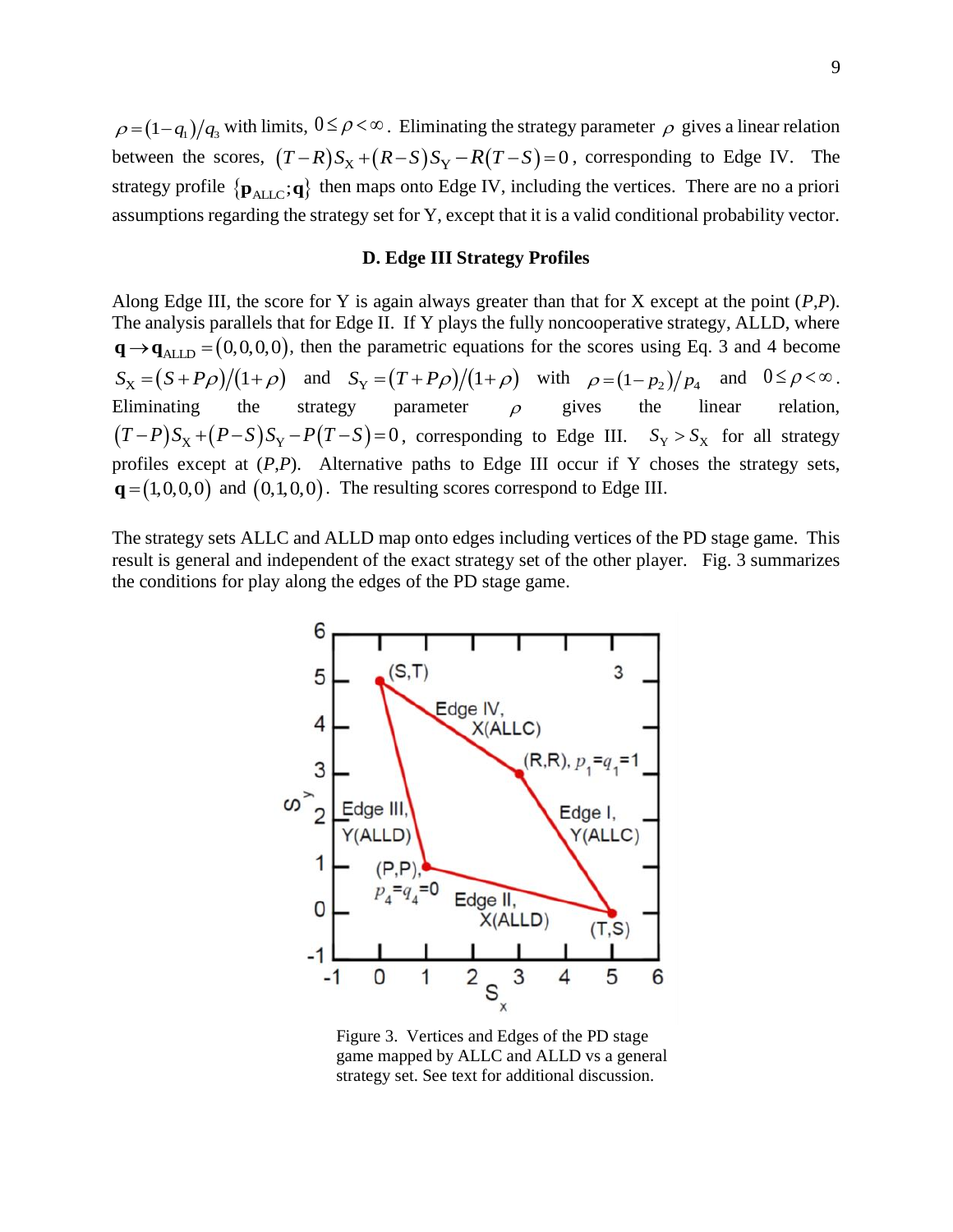$\rho = (1-q_1)/q_3$ with limits, $0 \le \rho < \infty$. Eliminating the strategy parameter $\rho$ gives a linear relation between the scores, $(T-R)S_X + (R-S)S_Y - R(T-S) = 0$, corresponding to Edge IV. The strategy profile $\{\mathbf{p}_{ALLC};\mathbf{q}\}$ then maps onto Edge IV, including the vertices. There are no a priori assumptions regarding the strategy set for Y, except that it is a valid conditional probability vector.

### D. Edge III Strategy Profiles

Along Edge III, the score for Y is again always greater than that for X except at the point (*P*,*P*). The analysis parallels that for Edge II. If Y plays the fully noncooperative strategy, ALLD, where $\mathbf{q} \to \mathbf{q}_{ALLD} = (0,0,0,0)$, then the parametric equations for the scores using Eq. 3 and 4 become $S_X = (S+P\rho)/(1+\rho)$ and $S_Y = (T+P\rho)/(1+\rho)$ with $\rho = (1-p_2)/p_4$ and $0 \le \rho < \infty$. Eliminating the strategy parameter $\rho$ gives the linear relation, $(T-P)S_X + (P-S)S_Y - P(T-S) = 0$, corresponding to Edge III. $S_Y > S_X$ for all strategy profiles except at (*P*,*P*). Alternative paths to Edge III occur if Y choses the strategy sets, $\mathbf{q} = (1,0,0,0)$ and $(0,1,0,0)$. The resulting scores correspond to Edge III.

The strategy sets ALLC and ALLD map onto edges including vertices of the PD stage game. This result is general and independent of the exact strategy set of the other player. Fig. 3 summarizes the conditions for play along the edges of the PD stage game.

Figure 3. Vertices and Edges of the PD stage game mapped by ALLC and ALLD vs a general strategy set. See text for additional discussion.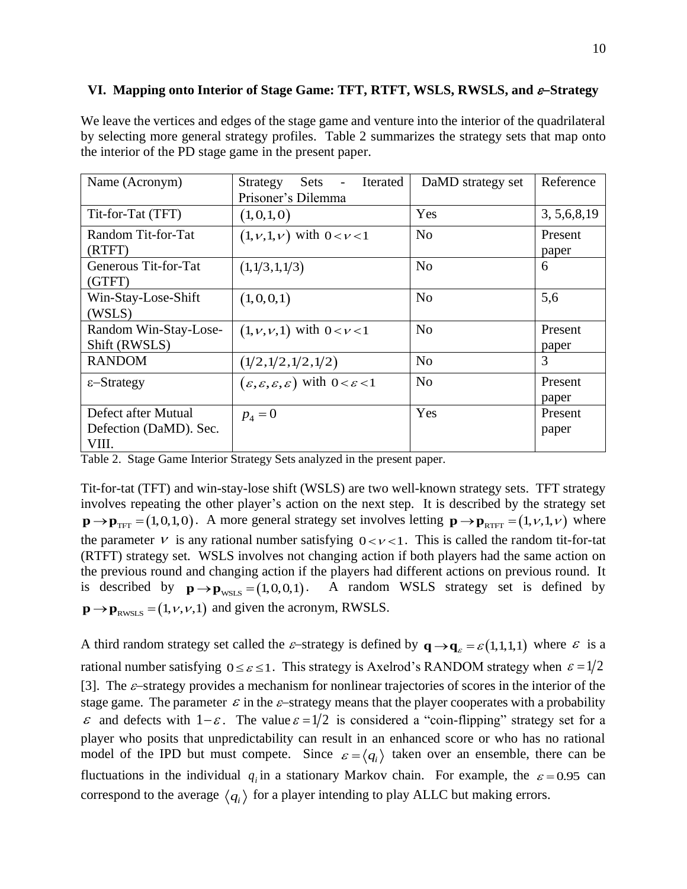### VI. Mapping onto Interior of Stage Game: TFT, RTFT, WSLS, RWSLS, and $\varepsilon$–Strategy

We leave the vertices and edges of the stage game and venture into the interior of the quadrilateral by selecting more general strategy profiles. Table 2 summarizes the strategy sets that map onto the interior of the PD stage game in the present paper.

| Name (Acronym) | Strategy Sets - Iterated Prisoner's Dilemma | DaMD strategy set | Reference |
|---|---|---|---|
| Tit-for-Tat (TFT) | $(1,0,1,0)$ | Yes | 3, 5,6,8,19 |
| Random Tit-for-Tat (RTFT) | $(1,\nu,1,\nu)$ with $0<\nu<1$ | No | Present paper |
| Generous Tit-for-Tat (GTFT) | $(1,1/3,1,1/3)$ | No | 6 |
| Win-Stay-Lose-Shift (WSLS) | $(1,0,0,1)$ | No | 5,6 |
| Random Win-Stay-Lose-Shift (RWSLS) | $(1,\nu,\nu,1)$ with $0<\nu<1$ | No | Present paper |
| RANDOM | $(1/2,1/2,1/2,1/2)$ | No | 3 |
| ε–Strategy | $(\varepsilon,\varepsilon,\varepsilon,\varepsilon)$ with $0<\varepsilon<1$ | No | Present paper |
| Defect after Mutual Defection (DaMD). Sec. VIII. | $p_4=0$ | Yes | Present paper |

Table 2. Stage Game Interior Strategy Sets analyzed in the present paper.

Tit-for-tat (TFT) and win-stay-lose shift (WSLS) are two well-known strategy sets. TFT strategy involves repeating the other player's action on the next step. It is described by the strategy set $\mathbf{p}\rightarrow\mathbf{p}_{\text{TFT}}=(1,0,1,0)$. A more general strategy set involves letting $\mathbf{p}\rightarrow\mathbf{p}_{\text{RTFT}}=(1,\nu,1,\nu)$ where the parameter $\nu$ is any rational number satisfying $0<\nu<1$. This is called the random tit-for-tat (RTFT) strategy set. WSLS involves not changing action if both players had the same action on the previous round and changing action if the players had different actions on previous round. It is described by $\mathbf{p}\rightarrow\mathbf{p}_{\text{WSLS}}=(1,0,0,1)$. A random WSLS strategy set is defined by $\mathbf{p}\rightarrow\mathbf{p}_{\text{RWSLS}}=(1,\nu,\nu,1)$ and given the acronym, RWSLS.

A third random strategy set called the $\varepsilon$–strategy is defined by $\mathbf{q}\rightarrow\mathbf{q}_{\varepsilon}=\varepsilon(1,1,1,1)$ where $\varepsilon$ is a rational number satisfying $0\le\varepsilon\le1$. This strategy is Axelrod's RANDOM strategy when $\varepsilon=1/2$ [3]. The $\varepsilon$–strategy provides a mechanism for nonlinear trajectories of scores in the interior of the stage game. The parameter $\varepsilon$ in the $\varepsilon$–strategy means that the player cooperates with a probability $\varepsilon$ and defects with $1-\varepsilon$. The value $\varepsilon=1/2$ is considered a "coin-flipping" strategy set for a player who posits that unpredictability can result in an enhanced score or who has no rational model of the IPD but must compete. Since $\varepsilon=\langle q_i\rangle$ taken over an ensemble, there can be fluctuations in the individual $q_i$ in a stationary Markov chain. For example, the $\varepsilon=0.95$ can correspond to the average $\langle q_i\rangle$ for a player intending to play ALLC but making errors.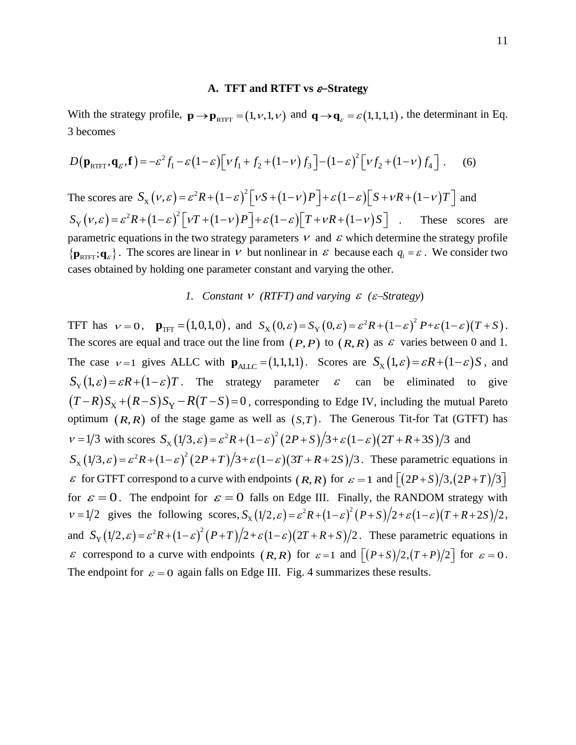### A. TFT and RTFT vs $\varepsilon$–Strategy

With the strategy profile, $\mathbf{p} \to \mathbf{p}_{\text{RTFT}} = (1, \nu, 1, \nu)$ and $\mathbf{q} \to \mathbf{q}_{\varepsilon} = \varepsilon(1,1,1,1)$, the determinant in Eq. 3 becomes

$$D(\mathbf{p}_{\text{RTFT}}, \mathbf{q}_{\varepsilon}, \mathbf{f}) = -\varepsilon^2 f_1 - \varepsilon(1-\varepsilon)\left[\nu f_1 + f_2 + (1-\nu) f_3\right] - (1-\varepsilon)^2\left[\nu f_2 + (1-\nu) f_4\right]. \quad (6)$$

The scores are $S_{\text{X}}(\nu, \varepsilon) = \varepsilon^2 R + (1-\varepsilon)^2\left[\nu S + (1-\nu) P\right] + \varepsilon(1-\varepsilon)\left[S + \nu R + (1-\nu) T\right]$ and $S_{\text{Y}}(\nu, \varepsilon) = \varepsilon^2 R + (1-\varepsilon)^2\left[\nu T + (1-\nu) P\right] + \varepsilon(1-\varepsilon)\left[T + \nu R + (1-\nu) S\right]$. These scores are parametric equations in the two strategy parameters $\nu$ and $\varepsilon$ which determine the strategy profile $\{\mathbf{p}_{\text{RTFT}}; \mathbf{q}_{\varepsilon}\}$. The scores are linear in $\nu$ but nonlinear in $\varepsilon$ because each $q_i = \varepsilon$. We consider two cases obtained by holding one parameter constant and varying the other.

#### 1. *Constant $\nu$ (RTFT) and varying $\varepsilon$ ($\varepsilon$–Strategy)*

TFT has $\nu = 0$, $\mathbf{p}_{\text{TFT}} = (1,0,1,0)$, and $S_{\text{X}}(0, \varepsilon) = S_{\text{Y}}(0, \varepsilon) = \varepsilon^2 R + (1-\varepsilon)^2 P + \varepsilon(1-\varepsilon)(T+S)$. The scores are equal and trace out the line from $(P, P)$ to $(R, R)$ as $\varepsilon$ varies between 0 and 1. The case $\nu = 1$ gives ALLC with $\mathbf{p}_{\text{ALLC}} = (1,1,1,1)$. Scores are $S_{\text{X}}(1, \varepsilon) = \varepsilon R + (1-\varepsilon) S$, and $S_{\text{Y}}(1, \varepsilon) = \varepsilon R + (1-\varepsilon) T$. The strategy parameter $\varepsilon$ can be eliminated to give $(T-R) S_{\text{X}} + (R-S) S_{\text{Y}} - R(T-S) = 0$, corresponding to Edge IV, including the mutual Pareto optimum $(R, R)$ of the stage game as well as $(S, T)$. The Generous Tit-for Tat (GTFT) has $\nu = 1/3$ with scores $S_{\text{X}}(1/3, \varepsilon) = \varepsilon^2 R + (1-\varepsilon)^2 (2P+S)/3 + \varepsilon(1-\varepsilon)(2T+R+3S)/3$ and $S_{\text{X}}(1/3, \varepsilon) = \varepsilon^2 R + (1-\varepsilon)^2 (2P+T)/3 + \varepsilon(1-\varepsilon)(3T+R+2S)/3$. These parametric equations in $\varepsilon$ for GTFT correspond to a curve with endpoints $(R, R)$ for $\varepsilon = 1$ and $\left[(2P+S)/3, (2P+T)/3\right]$ for $\varepsilon = 0$. The endpoint for $\varepsilon = 0$ falls on Edge III. Finally, the RANDOM strategy with $\nu = 1/2$ gives the following scores, $S_{\text{X}}(1/2, \varepsilon) = \varepsilon^2 R + (1-\varepsilon)^2 (P+S)/2 + \varepsilon(1-\varepsilon)(T+R+2S)/2$, and $S_{\text{Y}}(1/2, \varepsilon) = \varepsilon^2 R + (1-\varepsilon)^2 (P+T)/2 + \varepsilon(1-\varepsilon)(2T+R+S)/2$. These parametric equations in $\varepsilon$ correspond to a curve with endpoints $(R, R)$ for $\varepsilon = 1$ and $\left[(P+S)/2, (T+P)/2\right]$ for $\varepsilon = 0$. The endpoint for $\varepsilon = 0$ again falls on Edge III. Fig. 4 summarizes these results.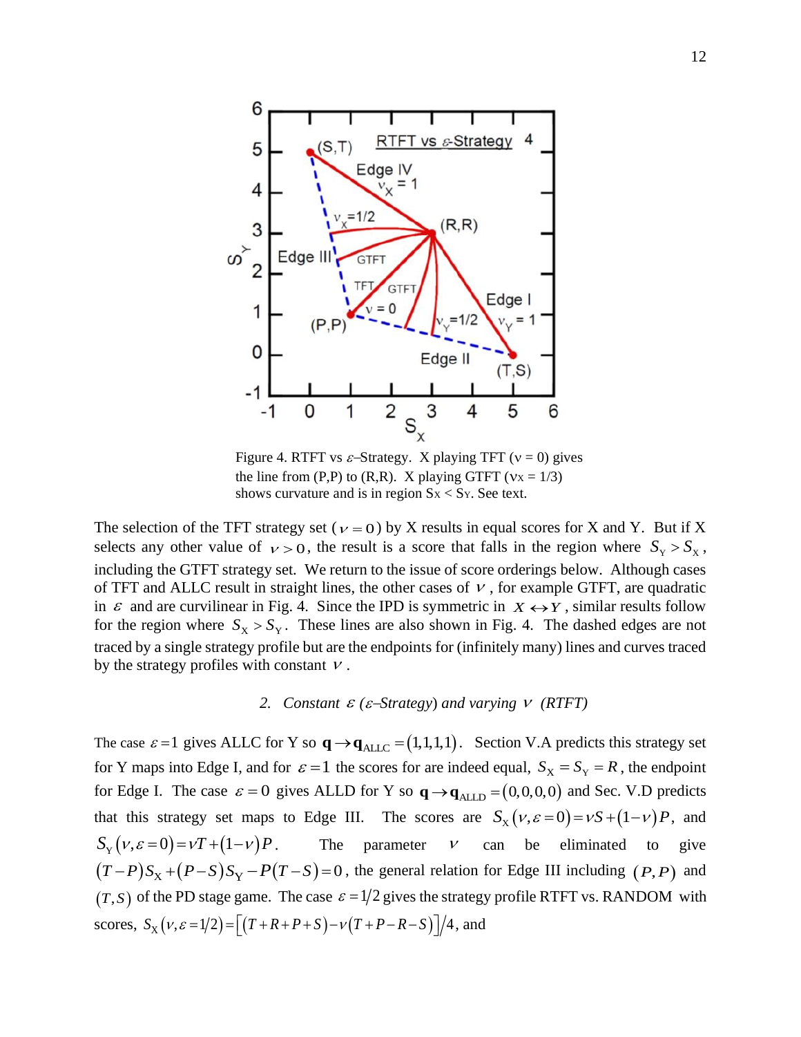Figure 4. RTFT vs $\varepsilon$–Strategy. X playing TFT ($\nu = 0$) gives the line from (P,P) to (R,R). X playing GTFT ($\nu_X = 1/3$) shows curvature and is in region $S_X < S_Y$. See text.

The selection of the TFT strategy set ($\nu = 0$) by X results in equal scores for X and Y. But if X selects any other value of $\nu > 0$, the result is a score that falls in the region where $S_Y > S_X$, including the GTFT strategy set. We return to the issue of score orderings below. Although cases of TFT and ALLC result in straight lines, the other cases of $\nu$, for example GTFT, are quadratic in $\varepsilon$ and are curvilinear in Fig. 4. Since the IPD is symmetric in $X \leftrightarrow Y$, similar results follow for the region where $S_X > S_Y$. These lines are also shown in Fig. 4. The dashed edges are not traced by a single strategy profile but are the endpoints for (infinitely many) lines and curves traced by the strategy profiles with constant $\nu$.

### 2. *Constant $\varepsilon$ ($\varepsilon$–Strategy) and varying $\nu$ (RTFT)*

The case $\varepsilon = 1$ gives ALLC for Y so $\mathbf{q} \to \mathbf{q}_{\text{ALLC}} = (1,1,1,1)$. Section V.A predicts this strategy set for Y maps into Edge I, and for $\varepsilon = 1$ the scores for are indeed equal, $S_X = S_Y = R$, the endpoint for Edge I. The case $\varepsilon = 0$ gives ALLD for Y so $\mathbf{q} \to \mathbf{q}_{\text{ALLD}} = (0,0,0,0)$ and Sec. V.D predicts that this strategy set maps to Edge III. The scores are $S_X(\nu, \varepsilon = 0) = \nu S + (1-\nu)P$, and $S_Y(\nu, \varepsilon = 0) = \nu T + (1-\nu)P$. The parameter $\nu$ can be eliminated to give $(T-P)S_X + (P-S)S_Y - P(T-S) = 0$, the general relation for Edge III including $(P,P)$ and $(T,S)$ of the PD stage game. The case $\varepsilon = 1/2$ gives the strategy profile RTFT vs. RANDOM with scores, $S_X(\nu, \varepsilon = 1/2) = \left[(T+R+P+S) - \nu(T+P-R-S)\right]/4$, and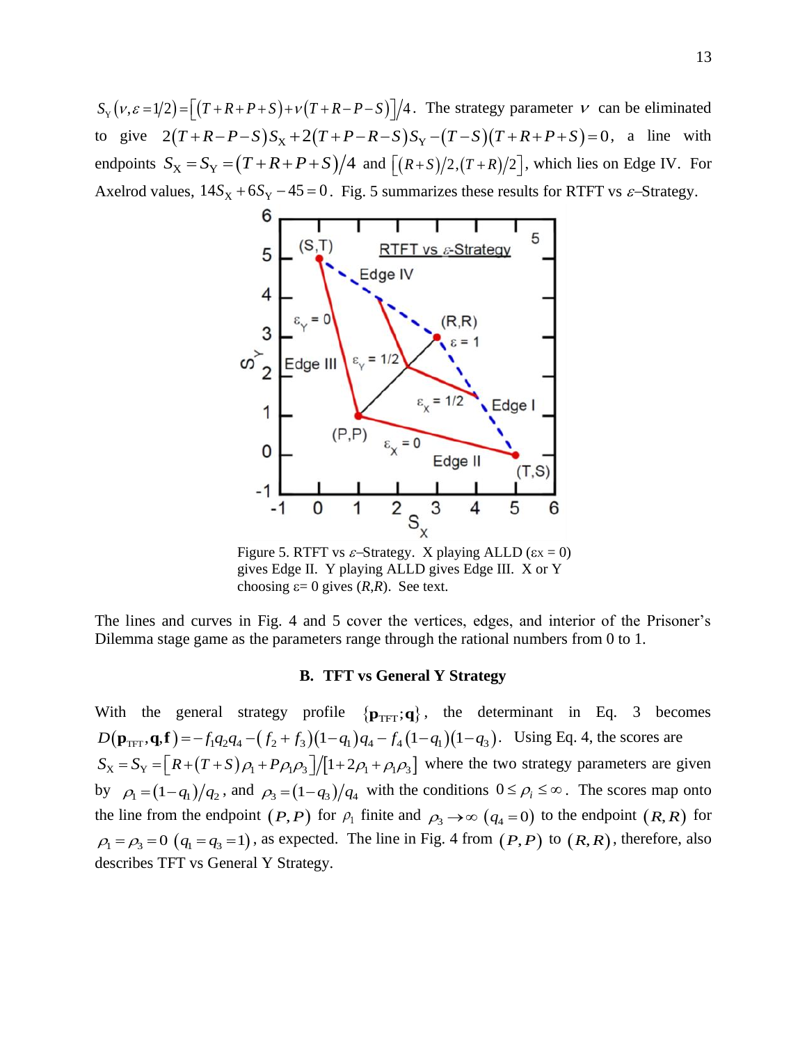$S_Y(\nu,\varepsilon=1/2)=\left[(T+R+P+S)+\nu(T+R-P-S)\right]/4$. The strategy parameter $\nu$ can be eliminated to give $2(T+R-P-S)S_X+2(T+P-R-S)S_Y-(T-S)(T+R+P+S)=0$, a line with endpoints $S_X=S_Y=(T+R+P+S)/4$ and $\left[(R+S)/2,(T+R)/2\right]$, which lies on Edge IV. For Axelrod values, $14S_X+6S_Y-45=0$. Fig. 5 summarizes these results for RTFT vs $\varepsilon$–Strategy.

Figure 5. RTFT vs $\varepsilon$–Strategy. X playing ALLD ($\varepsilon_X = 0$) gives Edge II. Y playing ALLD gives Edge III. X or Y choosing $\varepsilon = 0$ gives $(R,R)$. See text.

The lines and curves in Fig. 4 and 5 cover the vertices, edges, and interior of the Prisoner's Dilemma stage game as the parameters range through the rational numbers from 0 to 1.

### B. TFT vs General Y Strategy

With the general strategy profile $\{\mathbf{p}_{\text{TFT}};\mathbf{q}\}$, the determinant in Eq. 3 becomes $D(\mathbf{p}_{\text{TFT}},\mathbf{q},\mathbf{f})=-f_1q_2q_4-(f_2+f_3)(1-q_1)q_4-f_4(1-q_1)(1-q_3)$. Using Eq. 4, the scores are $S_X=S_Y=\left[R+(T+S)\rho_1+P\rho_1\rho_3\right]/\left[1+2\rho_1+\rho_1\rho_3\right]$ where the two strategy parameters are given by $\rho_1=(1-q_1)/q_2$, and $\rho_3=(1-q_3)/q_4$ with the conditions $0\le\rho_i\le\infty$. The scores map onto the line from the endpoint $(P,P)$ for $\rho_1$ finite and $\rho_3\to\infty$ $(q_4=0)$ to the endpoint $(R,R)$ for $\rho_1=\rho_3=0$ $(q_1=q_3=1)$, as expected. The line in Fig. 4 from $(P,P)$ to $(R,R)$, therefore, also describes TFT vs General Y Strategy.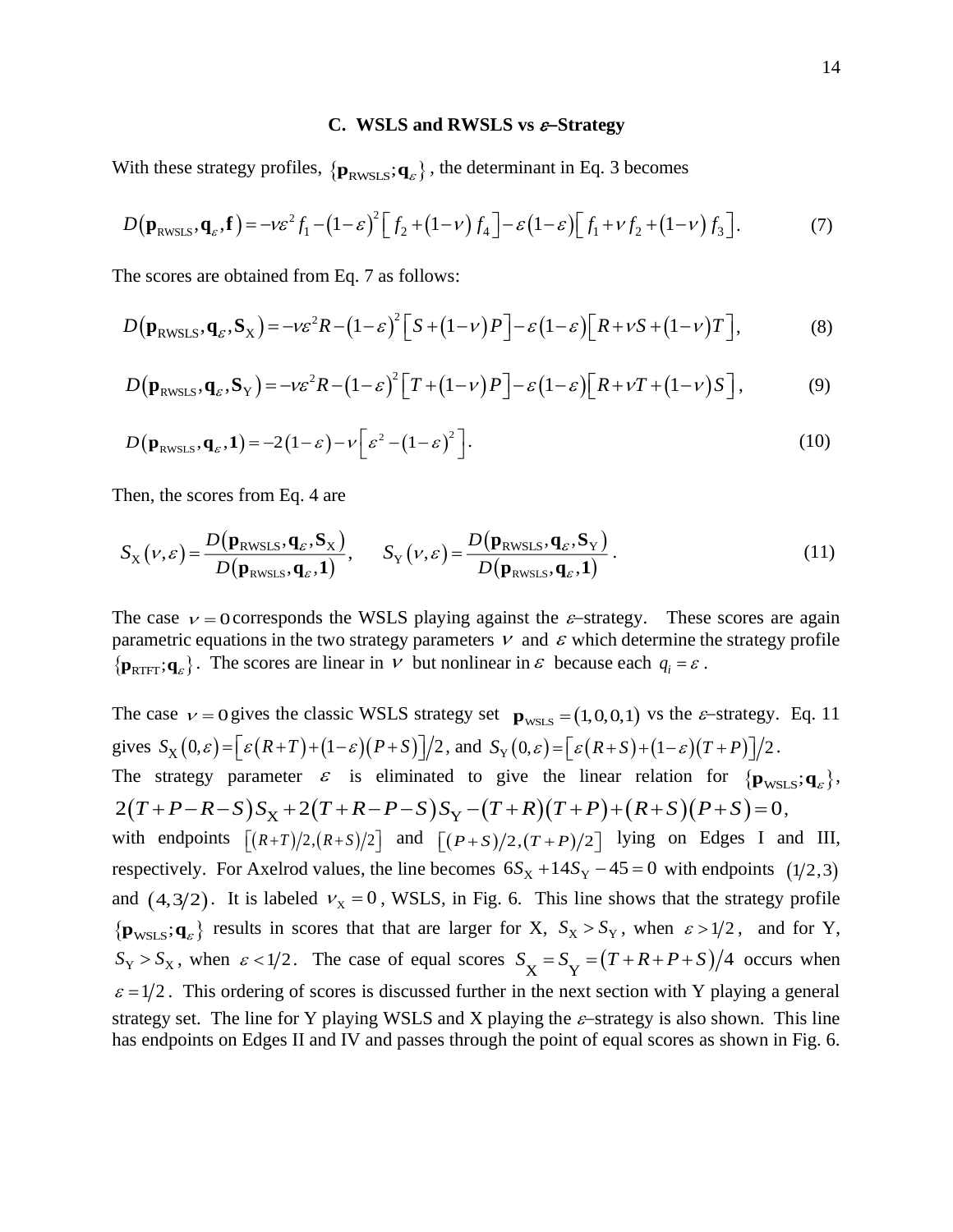### C. WSLS and RWSLS vs $\varepsilon$–Strategy

With these strategy profiles, $\{\mathbf{p}_{\text{RWSLS}};\mathbf{q}_{\varepsilon}\}$, the determinant in Eq. 3 becomes

$$D(\mathbf{p}_{\text{RWSLS}},\mathbf{q}_{\varepsilon},\mathbf{f}) = -\nu\varepsilon^2 f_1 - (1-\varepsilon)^2\left[f_2 + (1-\nu)f_4\right] - \varepsilon(1-\varepsilon)\left[f_1 + \nu f_2 + (1-\nu)f_3\right]. \tag{7}$$

The scores are obtained from Eq. 7 as follows:

$$D(\mathbf{p}_{\text{RWSLS}},\mathbf{q}_{\varepsilon},\mathbf{S}_{\text{X}}) = -\nu\varepsilon^2 R - (1-\varepsilon)^2\left[S + (1-\nu)P\right] - \varepsilon(1-\varepsilon)\left[R + \nu S + (1-\nu)T\right], \tag{8}$$

$$D(\mathbf{p}_{\text{RWSLS}},\mathbf{q}_{\varepsilon},\mathbf{S}_{\text{Y}}) = -\nu\varepsilon^2 R - (1-\varepsilon)^2\left[T + (1-\nu)P\right] - \varepsilon(1-\varepsilon)\left[R + \nu T + (1-\nu)S\right], \tag{9}$$

$$D(\mathbf{p}_{\text{RWSLS}},\mathbf{q}_{\varepsilon},\mathbf{1}) = -2(1-\varepsilon) - \nu\left[\varepsilon^2 - (1-\varepsilon)^2\right]. \tag{10}$$

Then, the scores from Eq. 4 are

$$S_{\text{X}}(\nu,\varepsilon) = \frac{D(\mathbf{p}_{\text{RWSLS}},\mathbf{q}_{\varepsilon},\mathbf{S}_{\text{X}})}{D(\mathbf{p}_{\text{RWSLS}},\mathbf{q}_{\varepsilon},\mathbf{1})}, \qquad S_{\text{Y}}(\nu,\varepsilon) = \frac{D(\mathbf{p}_{\text{RWSLS}},\mathbf{q}_{\varepsilon},\mathbf{S}_{\text{Y}})}{D(\mathbf{p}_{\text{RWSLS}},\mathbf{q}_{\varepsilon},\mathbf{1})}. \tag{11}$$

The case $\nu = 0$ corresponds the WSLS playing against the $\varepsilon$–strategy. These scores are again parametric equations in the two strategy parameters $\nu$ and $\varepsilon$ which determine the strategy profile $\{\mathbf{p}_{\text{RTFT}};\mathbf{q}_{\varepsilon}\}$. The scores are linear in $\nu$ but nonlinear in $\varepsilon$ because each $q_i = \varepsilon$.

The case $\nu = 0$ gives the classic WSLS strategy set $\mathbf{p}_{\text{WSLS}} = (1,0,0,1)$ vs the $\varepsilon$–strategy. Eq. 11 gives $S_{\text{X}}(0,\varepsilon) = \left[\varepsilon(R+T) + (1-\varepsilon)(P+S)\right]/2$, and $S_{\text{Y}}(0,\varepsilon) = \left[\varepsilon(R+S) + (1-\varepsilon)(T+P)\right]/2$. The strategy parameter $\varepsilon$ is eliminated to give the linear relation for $\{\mathbf{p}_{\text{WSLS}};\mathbf{q}_{\varepsilon}\}$, $2(T+P-R-S)S_{\text{X}} + 2(T+R-P-S)S_{\text{Y}} - (T+R)(T+P) + (R+S)(P+S) = 0$, with endpoints $\left[(R+T)/2,(R+S)/2\right]$ and $\left[(P+S)/2,(T+P)/2\right]$ lying on Edges I and III, respectively. For Axelrod values, the line becomes $6S_{\text{X}} + 14S_{\text{Y}} - 45 = 0$ with endpoints $(1/2,3)$ and $(4,3/2)$. It is labeled $\nu_{\text{X}} = 0$, WSLS, in Fig. 6. This line shows that the strategy profile $\{\mathbf{p}_{\text{WSLS}};\mathbf{q}_{\varepsilon}\}$ results in scores that that are larger for X, $S_{\text{X}} > S_{\text{Y}}$, when $\varepsilon > 1/2$, and for Y, $S_{\text{Y}} > S_{\text{X}}$, when $\varepsilon < 1/2$. The case of equal scores $S_{\text{X}} = S_{\text{Y}} = (T+R+P+S)/4$ occurs when $\varepsilon = 1/2$. This ordering of scores is discussed further in the next section with Y playing a general strategy set. The line for Y playing WSLS and X playing the $\varepsilon$–strategy is also shown. This line has endpoints on Edges II and IV and passes through the point of equal scores as shown in Fig. 6.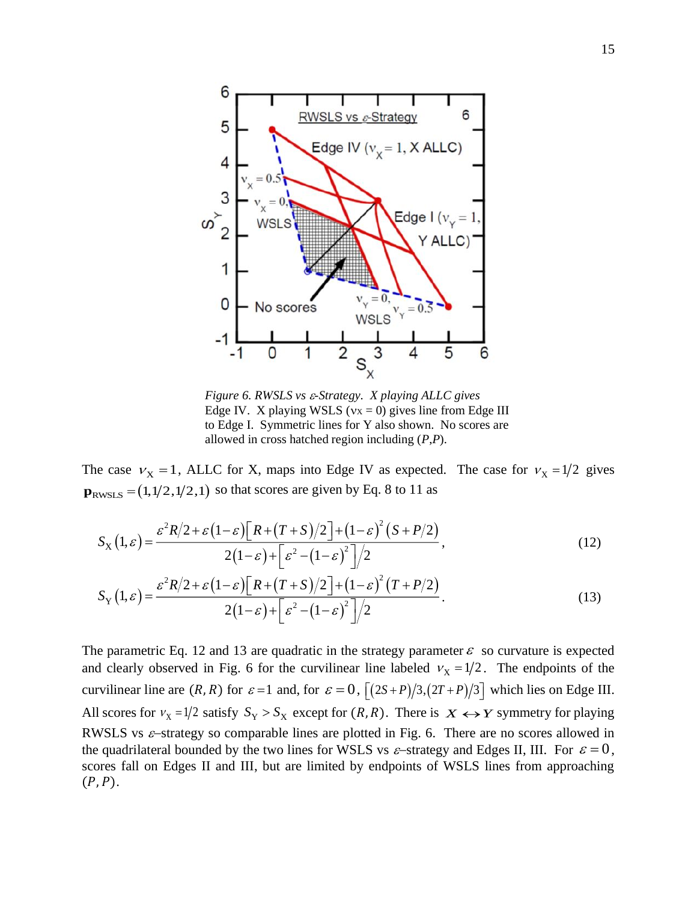*Figure 6. RWSLS vs ε-Strategy. X playing ALLC gives* Edge IV. X playing WSLS ($v_X = 0$) gives line from Edge III to Edge I. Symmetric lines for Y also shown. No scores are allowed in cross hatched region including $(P,P)$.

The case $v_X = 1$, ALLC for X, maps into Edge IV as expected. The case for $v_X = 1/2$ gives $\mathbf{p}_{\text{RWSLS}} = (1, 1/2, 1/2, 1)$ so that scores are given by Eq. 8 to 11 as

$$S_X(1,\varepsilon) = \frac{\varepsilon^2 R/2 + \varepsilon(1-\varepsilon)\left[R + (T+S)/2\right] + (1-\varepsilon)^2 (S + P/2)}{2(1-\varepsilon) + \left[\varepsilon^2 - (1-\varepsilon)^2\right]/2}, \tag{12}$$

$$S_Y(1,\varepsilon) = \frac{\varepsilon^2 R/2 + \varepsilon(1-\varepsilon)\left[R + (T+S)/2\right] + (1-\varepsilon)^2 (T + P/2)}{2(1-\varepsilon) + \left[\varepsilon^2 - (1-\varepsilon)^2\right]/2}. \tag{13}$$

The parametric Eq. 12 and 13 are quadratic in the strategy parameter $\varepsilon$ so curvature is expected and clearly observed in Fig. 6 for the curvilinear line labeled $v_X = 1/2$. The endpoints of the curvilinear line are $(R,R)$ for $\varepsilon = 1$ and, for $\varepsilon = 0$, $\left[(2S+P)/3, (2T+P)/3\right]$ which lies on Edge III. All scores for $v_X = 1/2$ satisfy $S_Y > S_X$ except for $(R,R)$. There is $\boldsymbol{X} \leftrightarrow \boldsymbol{Y}$ symmetry for playing RWSLS vs $\varepsilon$–strategy so comparable lines are plotted in Fig. 6. There are no scores allowed in the quadrilateral bounded by the two lines for WSLS vs $\varepsilon$–strategy and Edges II, III. For $\varepsilon = 0$, scores fall on Edges II and III, but are limited by endpoints of WSLS lines from approaching $(P,P)$.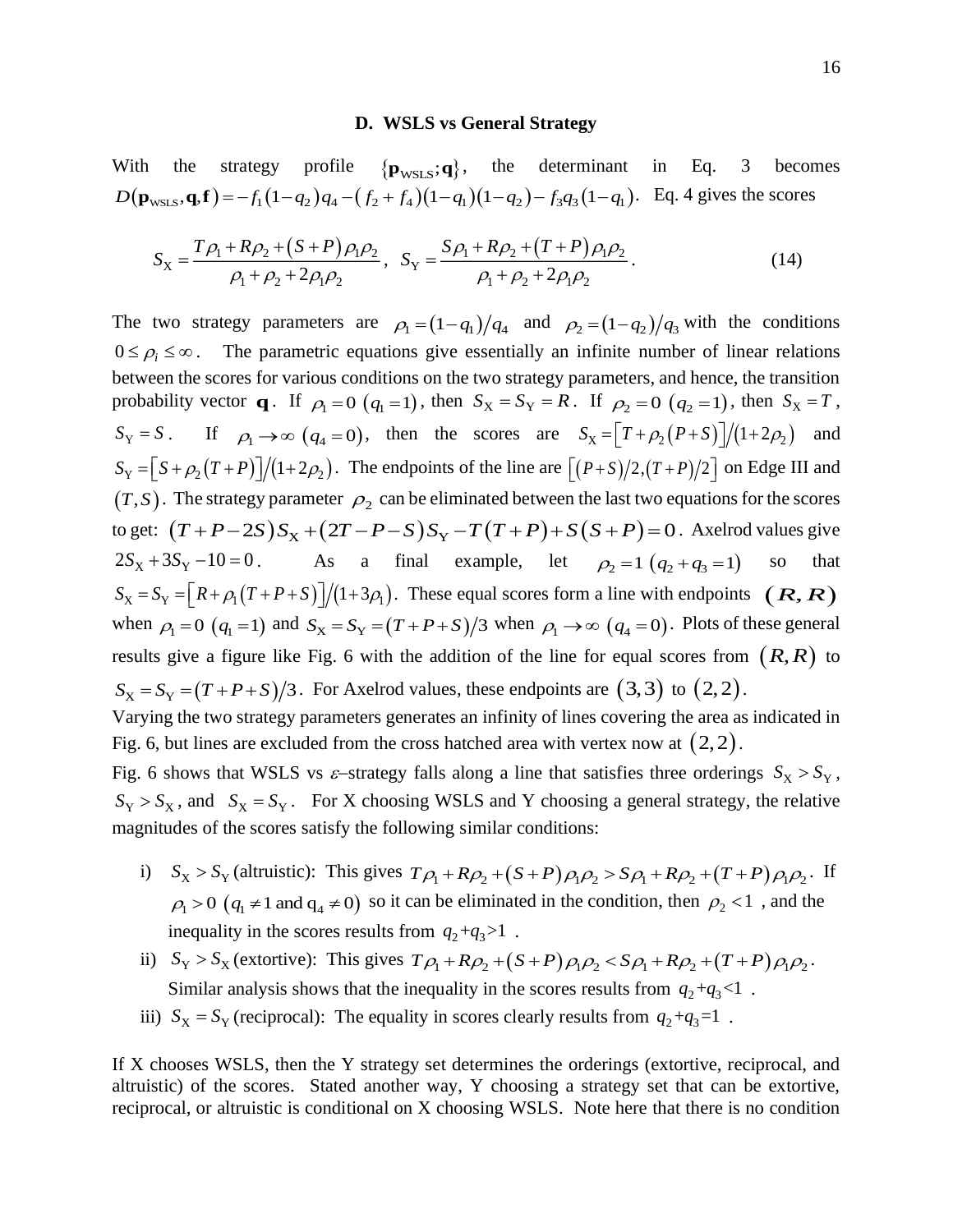### D. WSLS vs General Strategy

With the strategy profile $\{\mathbf{p}_{\text{WSLS}};\mathbf{q}\}$, the determinant in Eq. 3 becomes $D(\mathbf{p}_{\text{WSLS}},\mathbf{q},\mathbf{f}) = -f_1(1-q_2)q_4 - (f_2+f_4)(1-q_1)(1-q_2) - f_3q_3(1-q_1)$. Eq. 4 gives the scores

$$S_{\text{X}} = \frac{T\rho_1 + R\rho_2 + (S+P)\rho_1\rho_2}{\rho_1+\rho_2+2\rho_1\rho_2}, \quad S_{\text{Y}} = \frac{S\rho_1 + R\rho_2 + (T+P)\rho_1\rho_2}{\rho_1+\rho_2+2\rho_1\rho_2}. \tag{14}$$

The two strategy parameters are $\rho_1 = (1-q_1)/q_4$ and $\rho_2 = (1-q_2)/q_3$ with the conditions $0 \le \rho_i \le \infty$. The parametric equations give essentially an infinite number of linear relations between the scores for various conditions on the two strategy parameters, and hence, the transition probability vector $\mathbf{q}$. If $\rho_1 = 0$ $(q_1 = 1)$, then $S_{\text{X}} = S_{\text{Y}} = R$. If $\rho_2 = 0$ $(q_2 = 1)$, then $S_{\text{X}} = T$, $S_{\text{Y}} = S$. If $\rho_1 \to \infty$ $(q_4 = 0)$, then the scores are $S_{\text{X}} = \left[T + \rho_2(P+S)\right]/(1+2\rho_2)$ and $S_{\text{Y}} = \left[S + \rho_2(T+P)\right]/(1+2\rho_2)$. The endpoints of the line are $\left[(P+S)/2,(T+P)/2\right]$ on Edge III and $(T,S)$. The strategy parameter $\rho_2$ can be eliminated between the last two equations for the scores to get: $(T+P-2S)S_{\text{X}} + (2T-P-S)S_{\text{Y}} - T(T+P) + S(S+P) = 0$. Axelrod values give $2S_{\text{X}} + 3S_{\text{Y}} - 10 = 0$. As a final example, let $\rho_2 = 1$ $(q_2 + q_3 = 1)$ so that $S_{\text{X}} = S_{\text{Y}} = \left[R + \rho_1(T+P+S)\right]/(1+3\rho_1)$. These equal scores form a line with endpoints $(R,R)$ when $\rho_1 = 0$ $(q_1 = 1)$ and $S_{\text{X}} = S_{\text{Y}} = (T+P+S)/3$ when $\rho_1 \to \infty$ $(q_4 = 0)$. Plots of these general results give a figure like Fig. 6 with the addition of the line for equal scores from $(R,R)$ to $S_{\text{X}} = S_{\text{Y}} = (T+P+S)/3$. For Axelrod values, these endpoints are $(3,3)$ to $(2,2)$.

Varying the two strategy parameters generates an infinity of lines covering the area as indicated in Fig. 6, but lines are excluded from the cross hatched area with vertex now at $(2,2)$.

Fig. 6 shows that WSLS vs $\varepsilon$–strategy falls along a line that satisfies three orderings $S_{\text{X}} > S_{\text{Y}}$, $S_{\text{Y}} > S_{\text{X}}$, and $S_{\text{X}} = S_{\text{Y}}$. For X choosing WSLS and Y choosing a general strategy, the relative magnitudes of the scores satisfy the following similar conditions:

i) $S_{\text{X}} > S_{\text{Y}}$ (altruistic): This gives $T\rho_1 + R\rho_2 + (S+P)\rho_1\rho_2 > S\rho_1 + R\rho_2 + (T+P)\rho_1\rho_2$. If $\rho_1 > 0$ $(q_1 \ne 1 \text{ and } q_4 \ne 0)$ so it can be eliminated in the condition, then $\rho_2 < 1$, and the inequality in the scores results from $q_2 + q_3 > 1$.

ii) $S_{\text{Y}} > S_{\text{X}}$ (extortive): This gives $T\rho_1 + R\rho_2 + (S+P)\rho_1\rho_2 < S\rho_1 + R\rho_2 + (T+P)\rho_1\rho_2$. Similar analysis shows that the inequality in the scores results from $q_2 + q_3 < 1$.

iii) $S_{\text{X}} = S_{\text{Y}}$ (reciprocal): The equality in scores clearly results from $q_2 + q_3 = 1$.

If X chooses WSLS, then the Y strategy set determines the orderings (extortive, reciprocal, and altruistic) of the scores. Stated another way, Y choosing a strategy set that can be extortive, reciprocal, or altruistic is conditional on X choosing WSLS. Note here that there is no condition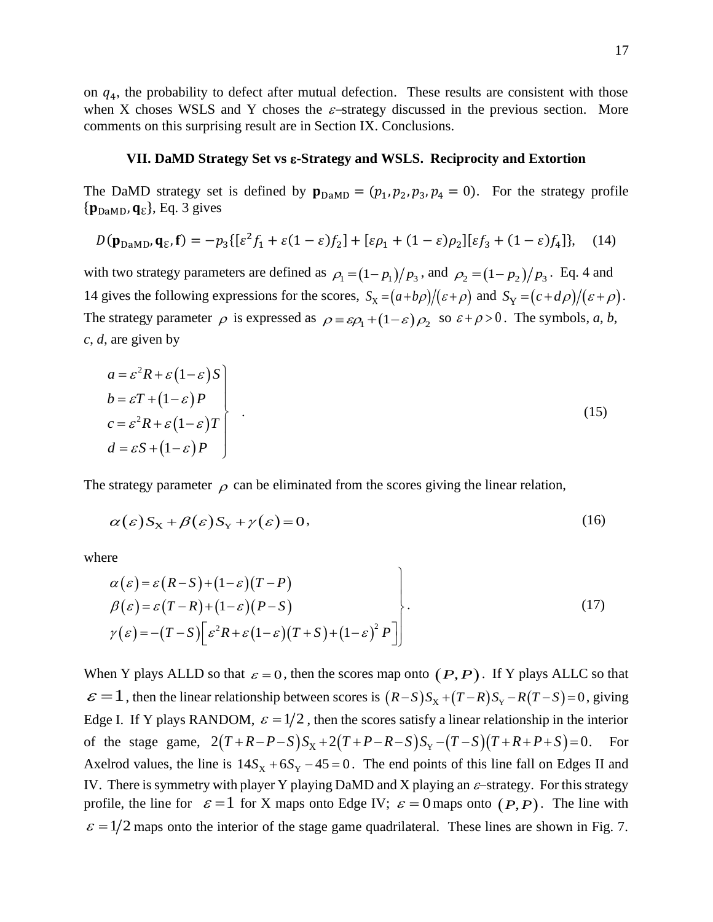on $q_4$, the probability to defect after mutual defection. These results are consistent with those when X choses WSLS and Y choses the $\varepsilon$–strategy discussed in the previous section. More comments on this surprising result are in Section IX. Conclusions.

### VII. DaMD Strategy Set vs ε-Strategy and WSLS. Reciprocity and Extortion

The DaMD strategy set is defined by $\mathbf{p}_{\mathrm{DaMD}} = (p_1, p_2, p_3, p_4 = 0)$. For the strategy profile $\{\mathbf{p}_{\mathrm{DaMD}}, \mathbf{q}_{\varepsilon}\}$, Eq. 3 gives

$$D(\mathbf{p}_{\mathrm{DaMD}}, \mathbf{q}_{\varepsilon}, \mathbf{f}) = -p_3\{[\varepsilon^2 f_1 + \varepsilon(1-\varepsilon) f_2] + [\varepsilon\rho_1 + (1-\varepsilon)\rho_2][\varepsilon f_3 + (1-\varepsilon) f_4]\}, \quad (14)$$

with two strategy parameters are defined as $\rho_1 = (1-p_1)/p_3$, and $\rho_2 = (1-p_2)/p_3$. Eq. 4 and 14 gives the following expressions for the scores, $S_{\mathrm{X}} = (a+b\rho)/(\varepsilon+\rho)$ and $S_{\mathrm{Y}} = (c+d\rho)/(\varepsilon+\rho)$. The strategy parameter $\rho$ is expressed as $\rho \equiv \varepsilon\rho_1 + (1-\varepsilon)\rho_2$ so $\varepsilon + \rho > 0$. The symbols, *a*, *b*, *c*, *d*, are given by

$$\left.\begin{aligned} a &= \varepsilon^2 R + \varepsilon(1-\varepsilon) S \\ b &= \varepsilon T + (1-\varepsilon) P \\ c &= \varepsilon^2 R + \varepsilon(1-\varepsilon) T \\ d &= \varepsilon S + (1-\varepsilon) P \end{aligned}\right\} . \quad (15)$$

The strategy parameter $\rho$ can be eliminated from the scores giving the linear relation,

$$\alpha(\varepsilon) S_{\mathrm{X}} + \beta(\varepsilon) S_{\mathrm{Y}} + \gamma(\varepsilon) = 0, \quad (16)$$

where

$$\left.\begin{aligned} \alpha(\varepsilon) &= \varepsilon(R-S) + (1-\varepsilon)(T-P) \\ \beta(\varepsilon) &= \varepsilon(T-R) + (1-\varepsilon)(P-S) \\ \gamma(\varepsilon) &= -(T-S)\left[\varepsilon^2 R + \varepsilon(1-\varepsilon)(T+S) + (1-\varepsilon)^2 P\right] \end{aligned}\right\}. \quad (17)$$

When Y plays ALLD so that $\varepsilon = 0$, then the scores map onto $(P, P)$. If Y plays ALLC so that $\varepsilon = 1$, then the linear relationship between scores is $(R-S)S_{\mathrm{X}} + (T-R)S_{\mathrm{Y}} - R(T-S) = 0$, giving Edge I. If Y plays RANDOM, $\varepsilon = 1/2$, then the scores satisfy a linear relationship in the interior of the stage game, $2(T+R-P-S)S_{\mathrm{X}} + 2(T+P-R-S)S_{\mathrm{Y}} - (T-S)(T+R+P+S) = 0$. For Axelrod values, the line is $14S_{\mathrm{X}} + 6S_{\mathrm{Y}} - 45 = 0$. The end points of this line fall on Edges II and IV. There is symmetry with player Y playing DaMD and X playing an $\varepsilon$–strategy. For this strategy profile, the line for $\varepsilon = 1$ for X maps onto Edge IV; $\varepsilon = 0$ maps onto $(P, P)$. The line with $\varepsilon = 1/2$ maps onto the interior of the stage game quadrilateral. These lines are shown in Fig. 7.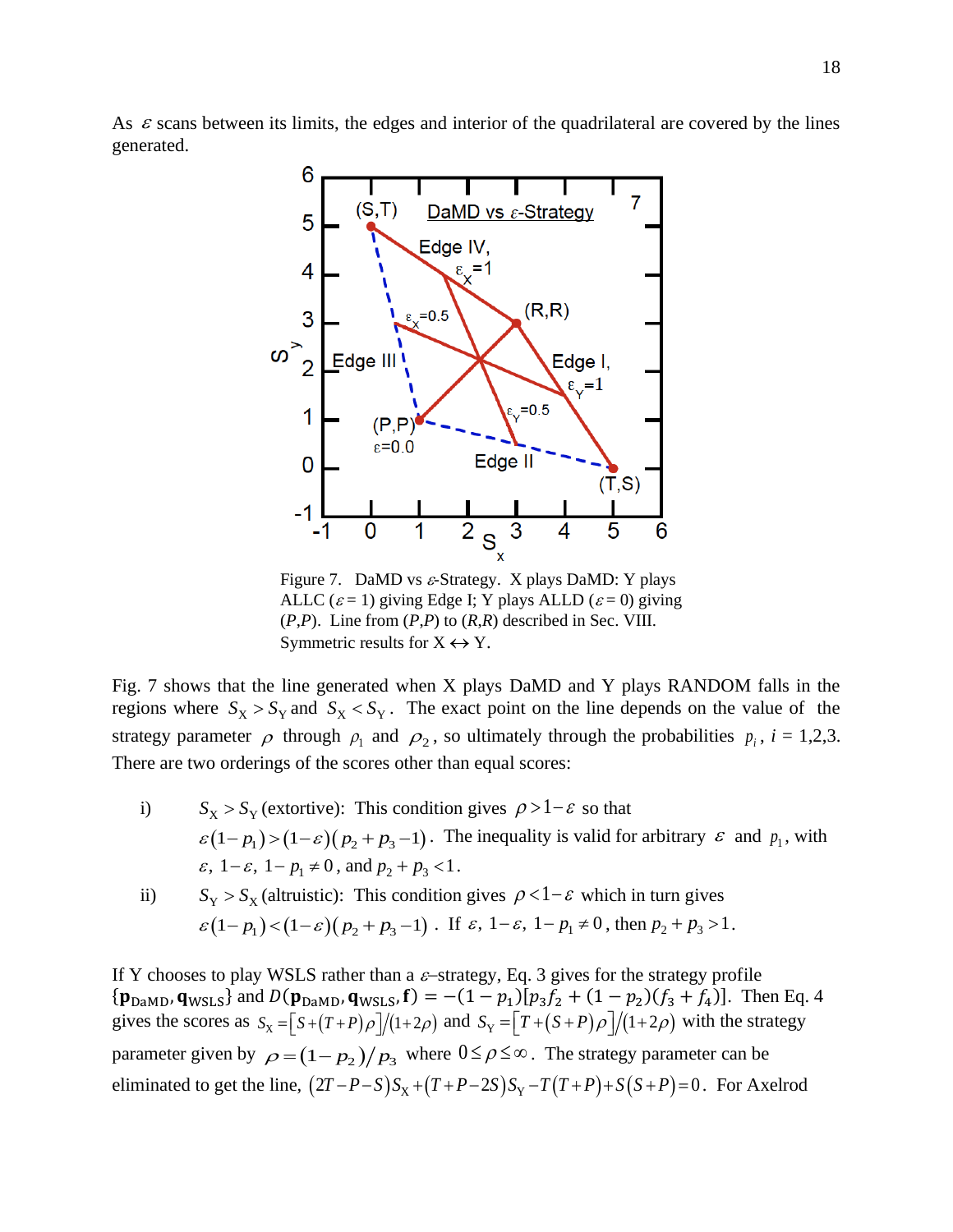As $\varepsilon$ scans between its limits, the edges and interior of the quadrilateral are covered by the lines generated.

Figure 7. DaMD vs $\varepsilon$-Strategy. X plays DaMD: Y plays ALLC ($\varepsilon = 1$) giving Edge I; Y plays ALLD ($\varepsilon = 0$) giving $(P,P)$. Line from $(P,P)$ to $(R,R)$ described in Sec. VIII. Symmetric results for X $\leftrightarrow$ Y.

Fig. 7 shows that the line generated when X plays DaMD and Y plays RANDOM falls in the regions where $S_X > S_Y$ and $S_X < S_Y$. The exact point on the line depends on the value of the strategy parameter $\rho$ through $\rho_1$ and $\rho_2$, so ultimately through the probabilities $p_i$, $i$ = 1,2,3. There are two orderings of the scores other than equal scores:

i) $S_X > S_Y$ (extortive): This condition gives $\rho > 1-\varepsilon$ so that $\varepsilon(1-p_1) > (1-\varepsilon)(p_2+p_3-1)$. The inequality is valid for arbitrary $\varepsilon$ and $p_1$, with $\varepsilon,\ 1-\varepsilon,\ 1-p_1 \neq 0$, and $p_2+p_3<1$.

ii) $S_Y > S_X$ (altruistic): This condition gives $\rho < 1-\varepsilon$ which in turn gives $\varepsilon(1-p_1) < (1-\varepsilon)(p_2+p_3-1)$. If $\varepsilon,\ 1-\varepsilon,\ 1-p_1 \neq 0$, then $p_2+p_3>1$.

If Y chooses to play WSLS rather than a $\varepsilon$–strategy, Eq. 3 gives for the strategy profile $\{\mathbf{p}_{\mathrm{DaMD}}, \mathbf{q}_{\mathrm{WSLS}}\}$ and $D(\mathbf{p}_{\mathrm{DaMD}}, \mathbf{q}_{\mathrm{WSLS}}, \mathbf{f}) = -(1-p_1)[p_3 f_2 + (1-p_2)(f_3+f_4)]$. Then Eq. 4 gives the scores as $S_X = \left[S+(T+P)\rho\right]/(1+2\rho)$ and $S_Y = \left[T+(S+P)\rho\right]/(1+2\rho)$ with the strategy parameter given by $\rho = (1-p_2)/p_3$ where $0 \le \rho \le \infty$. The strategy parameter can be eliminated to get the line, $(2T-P-S)S_X + (T+P-2S)S_Y - T(T+P) + S(S+P) = 0$. For Axelrod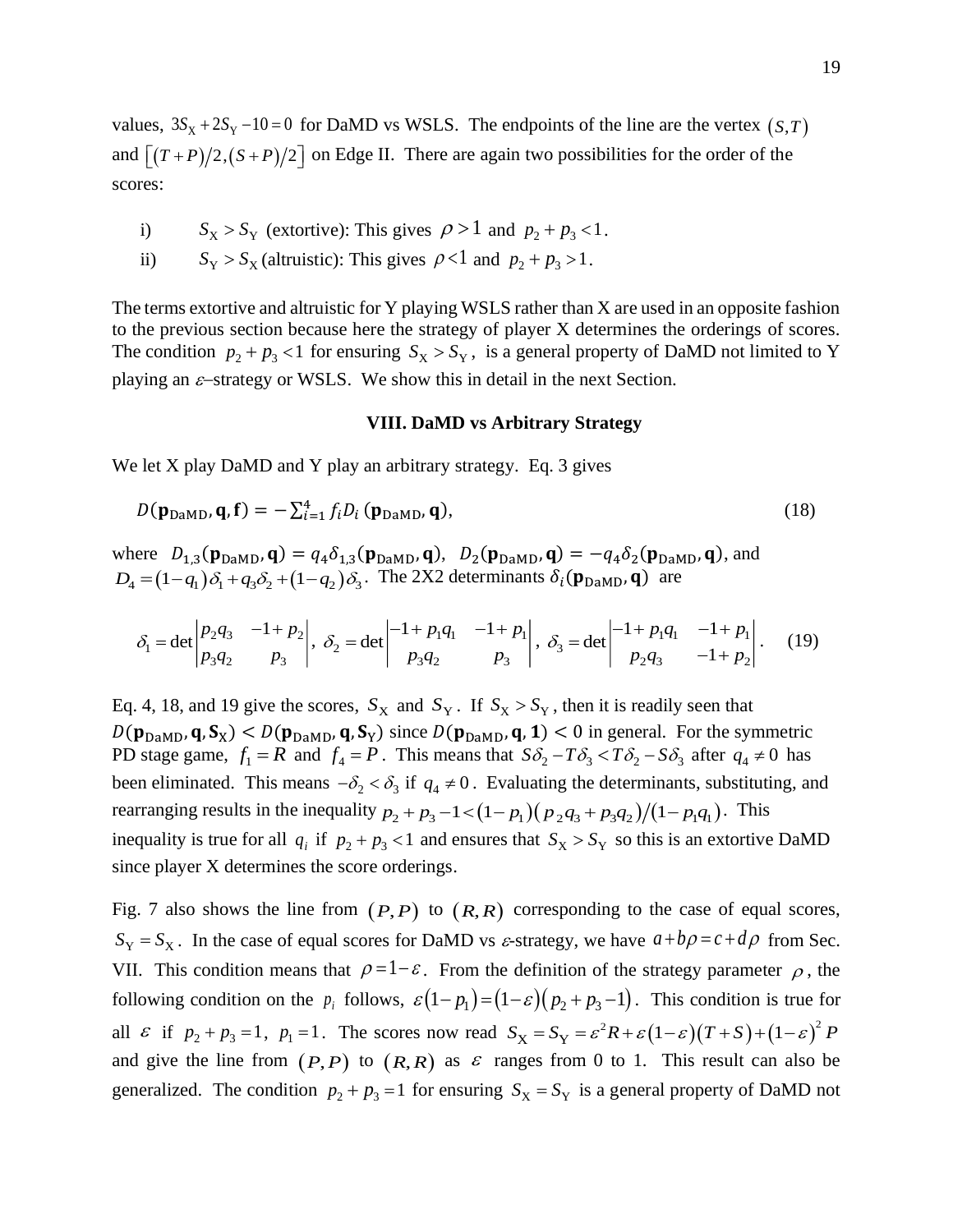values, $3S_X + 2S_Y - 10 = 0$ for DaMD vs WSLS. The endpoints of the line are the vertex $(S,T)$ and $\left[(T+P)/2, (S+P)/2\right]$ on Edge II. There are again two possibilities for the order of the scores:

i) $S_X > S_Y$ (extortive): This gives $\rho > 1$ and $p_2 + p_3 < 1$.

ii) $S_Y > S_X$ (altruistic): This gives $\rho < 1$ and $p_2 + p_3 > 1$.

The terms extortive and altruistic for Y playing WSLS rather than X are used in an opposite fashion to the previous section because here the strategy of player X determines the orderings of scores. The condition $p_2 + p_3 < 1$ for ensuring $S_X > S_Y$, is a general property of DaMD not limited to Y playing an $\varepsilon$–strategy or WSLS. We show this in detail in the next Section.

## VIII. DaMD vs Arbitrary Strategy

We let X play DaMD and Y play an arbitrary strategy. Eq. 3 gives

$$D(\mathbf{p}_{\text{DaMD}}, \mathbf{q}, \mathbf{f}) = -\sum_{i=1}^{4} f_i D_i(\mathbf{p}_{\text{DaMD}}, \mathbf{q}), \tag{18}$$

where $D_{1,3}(\mathbf{p}_{\text{DaMD}}, \mathbf{q}) = q_4 \delta_{1,3}(\mathbf{p}_{\text{DaMD}}, \mathbf{q})$, $D_2(\mathbf{p}_{\text{DaMD}}, \mathbf{q}) = -q_4 \delta_2(\mathbf{p}_{\text{DaMD}}, \mathbf{q})$, and $D_4 = (1-q_1)\delta_1 + q_3\delta_2 + (1-q_2)\delta_3$. The 2X2 determinants $\delta_i(\mathbf{p}_{\text{DaMD}}, \mathbf{q})$ are

$$\delta_1 = \det\begin{vmatrix} p_2 q_3 & -1+p_2 \\ p_3 q_2 & p_3 \end{vmatrix},\ \delta_2 = \det\begin{vmatrix} -1+p_1 q_1 & -1+p_1 \\ p_3 q_2 & p_3 \end{vmatrix},\ \delta_3 = \det\begin{vmatrix} -1+p_1 q_1 & -1+p_1 \\ p_2 q_3 & -1+p_2 \end{vmatrix}. \tag{19}$$

Eq. 4, 18, and 19 give the scores, $S_X$ and $S_Y$. If $S_X > S_Y$, then it is readily seen that $D(\mathbf{p}_{\text{DaMD}}, \mathbf{q}, \mathbf{S}_X) < D(\mathbf{p}_{\text{DaMD}}, \mathbf{q}, \mathbf{S}_Y)$ since $D(\mathbf{p}_{\text{DaMD}}, \mathbf{q}, \mathbf{1}) < 0$ in general. For the symmetric PD stage game, $f_1 = R$ and $f_4 = P$. This means that $S\delta_2 - T\delta_3 < T\delta_2 - S\delta_3$ after $q_4 \neq 0$ has been eliminated. This means $-\delta_2 < \delta_3$ if $q_4 \neq 0$. Evaluating the determinants, substituting, and rearranging results in the inequality $p_2 + p_3 - 1 < (1-p_1)(p_2 q_3 + p_3 q_2)/(1-p_1 q_1)$. This inequality is true for all $q_i$ if $p_2 + p_3 < 1$ and ensures that $S_X > S_Y$ so this is an extortive DaMD since player X determines the score orderings.

Fig. 7 also shows the line from $(P,P)$ to $(R,R)$ corresponding to the case of equal scores, $S_Y = S_X$. In the case of equal scores for DaMD vs $\varepsilon$-strategy, we have $a + b\rho = c + d\rho$ from Sec. VII. This condition means that $\rho = 1 - \varepsilon$. From the definition of the strategy parameter $\rho$, the following condition on the $p_i$ follows, $\varepsilon(1-p_1) = (1-\varepsilon)(p_2 + p_3 - 1)$. This condition is true for all $\varepsilon$ if $p_2 + p_3 = 1$, $p_1 = 1$. The scores now read $S_X = S_Y = \varepsilon^2 R + \varepsilon(1-\varepsilon)(T+S) + (1-\varepsilon)^2 P$ and give the line from $(P,P)$ to $(R,R)$ as $\varepsilon$ ranges from 0 to 1. This result can also be generalized. The condition $p_2 + p_3 = 1$ for ensuring $S_X = S_Y$ is a general property of DaMD not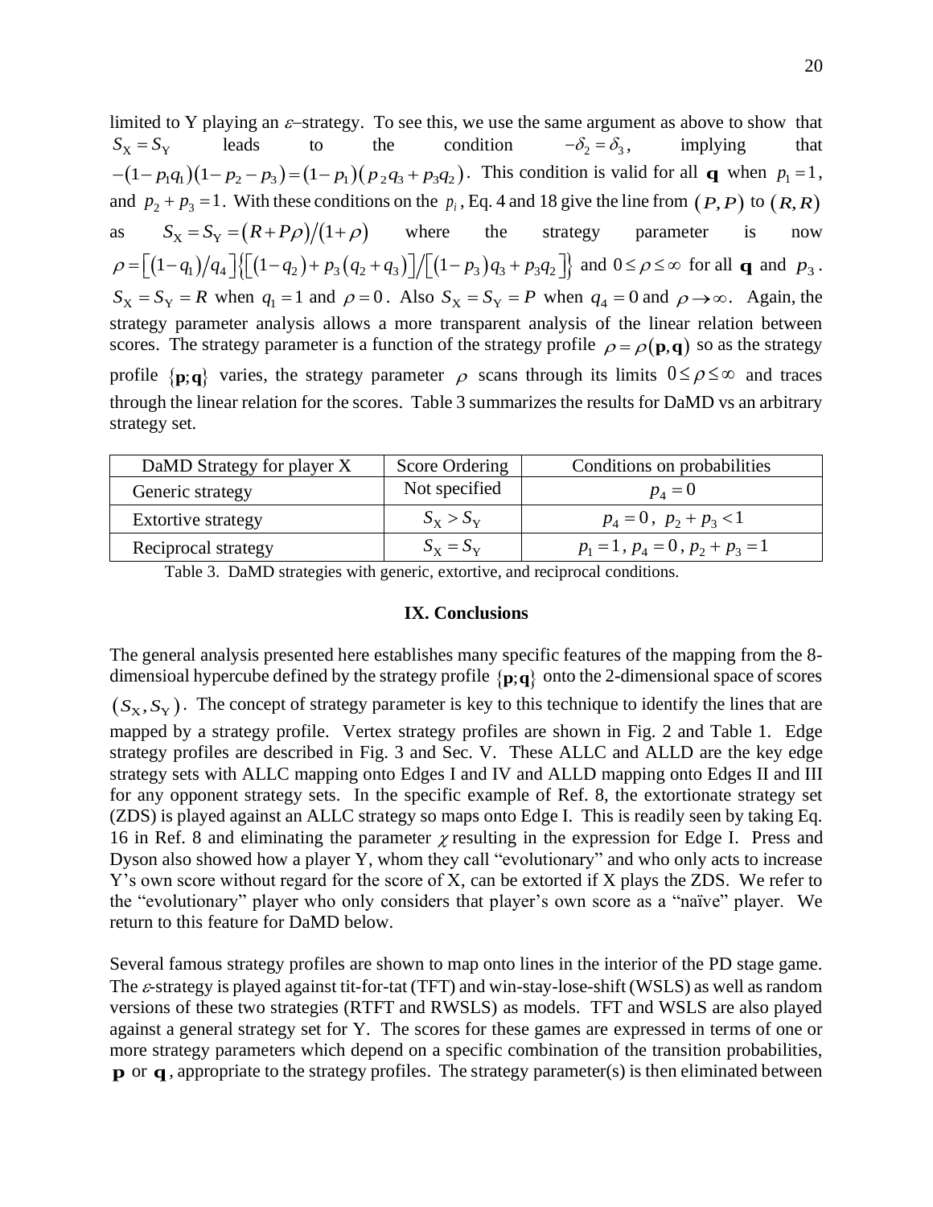limited to Y playing an $\varepsilon$–strategy. To see this, we use the same argument as above to show that $S_\mathrm{X} = S_\mathrm{Y}$ leads to the condition $-\delta_2 = \delta_3$, implying that $-(1-p_1q_1)(1-p_2-p_3) = (1-p_1)(p_2q_3 + p_3q_2)$. This condition is valid for all $\mathbf{q}$ when $p_1 = 1$, and $p_2 + p_3 = 1$. With these conditions on the $p_i$, Eq. 4 and 18 give the line from $(P,P)$ to $(R,R)$ as $S_\mathrm{X} = S_\mathrm{Y} = (R + P\rho)/(1+\rho)$ where the strategy parameter is now $\rho = \left[(1-q_1)/q_4\right]\left\{\left[(1-q_2) + p_3(q_2+q_3)\right]/\left[(1-p_3)q_3 + p_3q_2\right]\right\}$ and $0 \le \rho \le \infty$ for all $\mathbf{q}$ and $p_3$. $S_\mathrm{X} = S_\mathrm{Y} = R$ when $q_1 = 1$ and $\rho = 0$. Also $S_\mathrm{X} = S_\mathrm{Y} = P$ when $q_4 = 0$ and $\rho \to \infty$. Again, the strategy parameter analysis allows a more transparent analysis of the linear relation between scores. The strategy parameter is a function of the strategy profile $\rho = \rho(\mathbf{p},\mathbf{q})$ so as the strategy profile $\{\mathbf{p};\mathbf{q}\}$ varies, the strategy parameter $\rho$ scans through its limits $0 \le \rho \le \infty$ and traces through the linear relation for the scores. Table 3 summarizes the results for DaMD vs an arbitrary strategy set.

| DaMD Strategy for player X | Score Ordering | Conditions on probabilities |
| --- | --- | --- |
| Generic strategy | Not specified | $p_4 = 0$ |
| Extortive strategy | $S_\mathrm{X} > S_\mathrm{Y}$ | $p_4 = 0$, $p_2 + p_3 < 1$ |
| Reciprocal strategy | $S_\mathrm{X} = S_\mathrm{Y}$ | $p_1 = 1$, $p_4 = 0$, $p_2 + p_3 = 1$ |

Table 3. DaMD strategies with generic, extortive, and reciprocal conditions.

## IX. Conclusions

The general analysis presented here establishes many specific features of the mapping from the 8-dimensioal hypercube defined by the strategy profile $\{\mathbf{p};\mathbf{q}\}$ onto the 2-dimensional space of scores $(S_\mathrm{X}, S_\mathrm{Y})$. The concept of strategy parameter is key to this technique to identify the lines that are mapped by a strategy profile. Vertex strategy profiles are shown in Fig. 2 and Table 1. Edge strategy profiles are described in Fig. 3 and Sec. V. These ALLC and ALLD are the key edge strategy sets with ALLC mapping onto Edges I and IV and ALLD mapping onto Edges II and III for any opponent strategy sets. In the specific example of Ref. 8, the extortionate strategy set (ZDS) is played against an ALLC strategy so maps onto Edge I. This is readily seen by taking Eq. 16 in Ref. 8 and eliminating the parameter $\chi$ resulting in the expression for Edge I. Press and Dyson also showed how a player Y, whom they call "evolutionary" and who only acts to increase Y's own score without regard for the score of X, can be extorted if X plays the ZDS. We refer to the "evolutionary" player who only considers that player's own score as a "naïve" player. We return to this feature for DaMD below.

Several famous strategy profiles are shown to map onto lines in the interior of the PD stage game. The $\varepsilon$-strategy is played against tit-for-tat (TFT) and win-stay-lose-shift (WSLS) as well as random versions of these two strategies (RTFT and RWSLS) as models. TFT and WSLS are also played against a general strategy set for Y. The scores for these games are expressed in terms of one or more strategy parameters which depend on a specific combination of the transition probabilities, $\mathbf{p}$ or $\mathbf{q}$, appropriate to the strategy profiles. The strategy parameter(s) is then eliminated between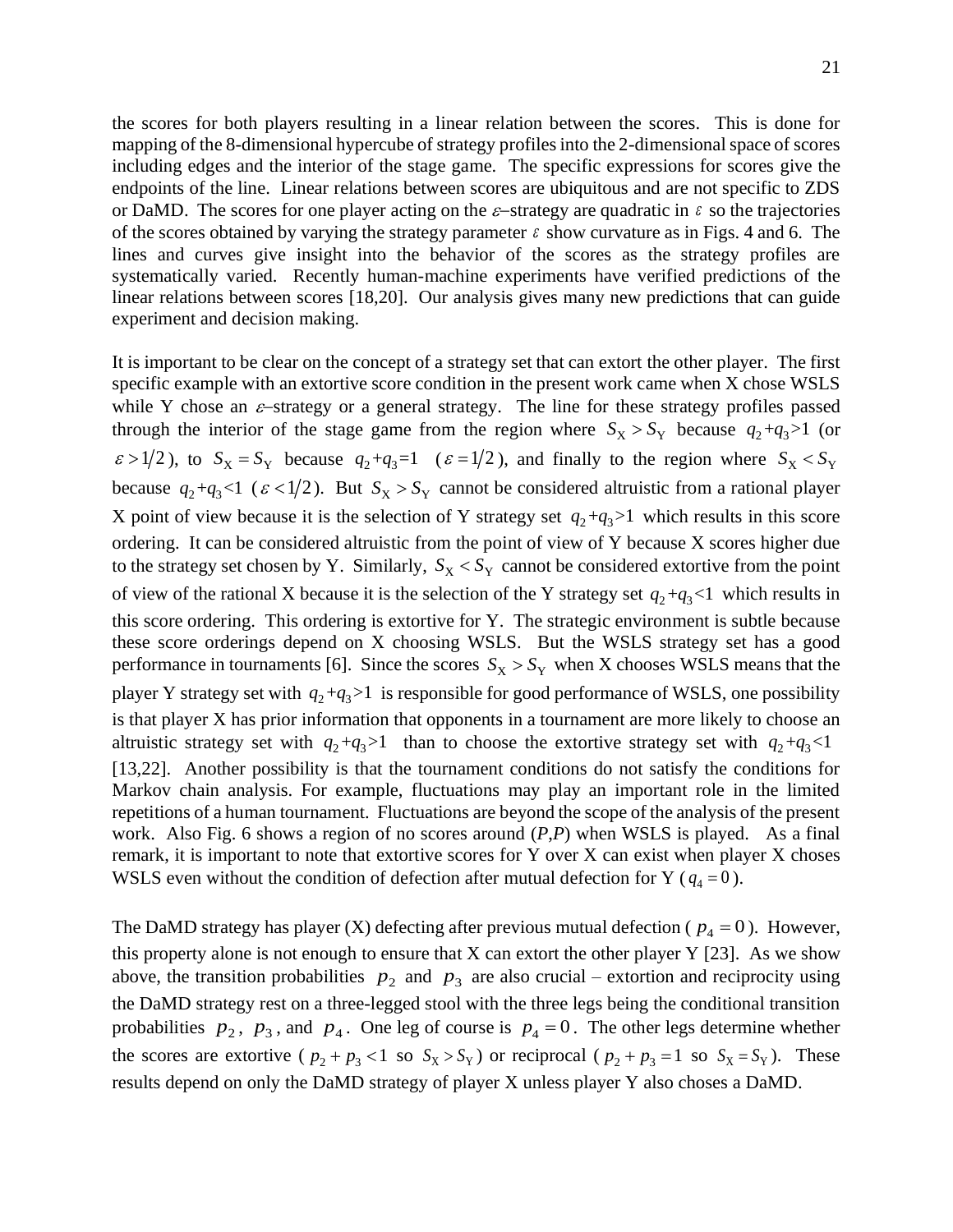the scores for both players resulting in a linear relation between the scores. This is done for mapping of the 8-dimensional hypercube of strategy profiles into the 2-dimensional space of scores including edges and the interior of the stage game. The specific expressions for scores give the endpoints of the line. Linear relations between scores are ubiquitous and are not specific to ZDS or DaMD. The scores for one player acting on the $\varepsilon$–strategy are quadratic in $\varepsilon$ so the trajectories of the scores obtained by varying the strategy parameter $\varepsilon$ show curvature as in Figs. 4 and 6. The lines and curves give insight into the behavior of the scores as the strategy profiles are systematically varied. Recently human-machine experiments have verified predictions of the linear relations between scores [18,20]. Our analysis gives many new predictions that can guide experiment and decision making.

It is important to be clear on the concept of a strategy set that can extort the other player. The first specific example with an extortive score condition in the present work came when X chose WSLS while Y chose an $\varepsilon$–strategy or a general strategy. The line for these strategy profiles passed through the interior of the stage game from the region where $S_X > S_Y$ because $q_2+q_3>1$ (or $\varepsilon > 1/2$), to $S_X = S_Y$ because $q_2+q_3=1$ ($\varepsilon = 1/2$), and finally to the region where $S_X < S_Y$ because $q_2+q_3<1$ ($\varepsilon < 1/2$). But $S_X > S_Y$ cannot be considered altruistic from a rational player X point of view because it is the selection of Y strategy set $q_2+q_3>1$ which results in this score ordering. It can be considered altruistic from the point of view of Y because X scores higher due to the strategy set chosen by Y. Similarly, $S_X < S_Y$ cannot be considered extortive from the point of view of the rational X because it is the selection of the Y strategy set $q_2+q_3<1$ which results in this score ordering. This ordering is extortive for Y. The strategic environment is subtle because these score orderings depend on X choosing WSLS. But the WSLS strategy set has a good performance in tournaments [6]. Since the scores $S_X > S_Y$ when X chooses WSLS means that the player Y strategy set with $q_2+q_3>1$ is responsible for good performance of WSLS, one possibility is that player X has prior information that opponents in a tournament are more likely to choose an altruistic strategy set with $q_2+q_3>1$ than to choose the extortive strategy set with $q_2+q_3<1$ [13,22]. Another possibility is that the tournament conditions do not satisfy the conditions for Markov chain analysis. For example, fluctuations may play an important role in the limited repetitions of a human tournament. Fluctuations are beyond the scope of the analysis of the present work. Also Fig. 6 shows a region of no scores around (*P*,*P*) when WSLS is played. As a final remark, it is important to note that extortive scores for Y over X can exist when player X choses WSLS even without the condition of defection after mutual defection for Y ($q_4 = 0$).

The DaMD strategy has player (X) defecting after previous mutual defection ($p_4 = 0$). However, this property alone is not enough to ensure that X can extort the other player Y [23]. As we show above, the transition probabilities $p_2$ and $p_3$ are also crucial – extortion and reciprocity using the DaMD strategy rest on a three-legged stool with the three legs being the conditional transition probabilities $p_2$, $p_3$, and $p_4$. One leg of course is $p_4 = 0$. The other legs determine whether the scores are extortive ($p_2 + p_3 < 1$ so $S_X > S_Y$) or reciprocal ($p_2 + p_3 = 1$ so $S_X = S_Y$). These results depend on only the DaMD strategy of player X unless player Y also choses a DaMD.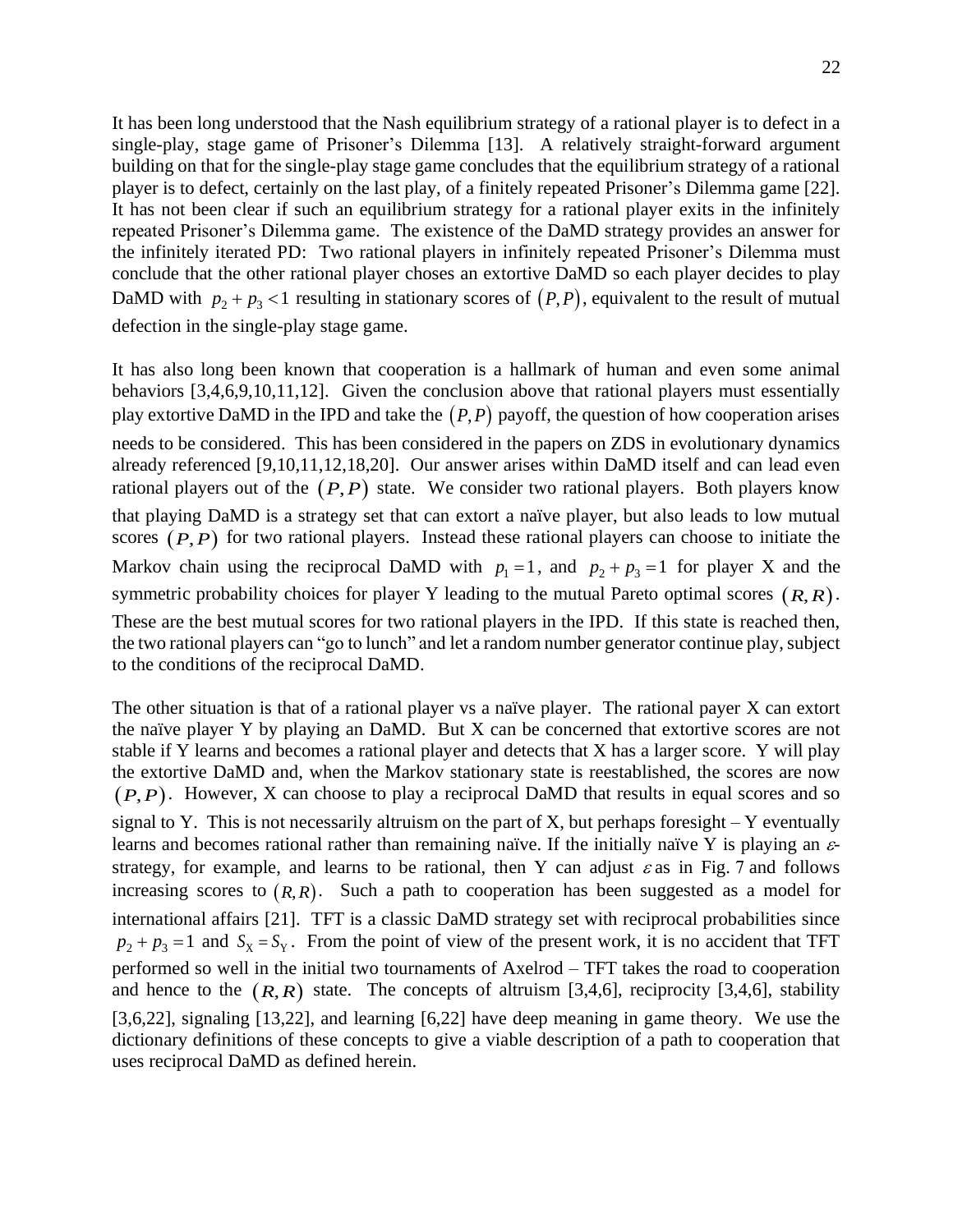It has been long understood that the Nash equilibrium strategy of a rational player is to defect in a single-play, stage game of Prisoner's Dilemma [13]. A relatively straight-forward argument building on that for the single-play stage game concludes that the equilibrium strategy of a rational player is to defect, certainly on the last play, of a finitely repeated Prisoner's Dilemma game [22]. It has not been clear if such an equilibrium strategy for a rational player exits in the infinitely repeated Prisoner's Dilemma game. The existence of the DaMD strategy provides an answer for the infinitely iterated PD: Two rational players in infinitely repeated Prisoner's Dilemma must conclude that the other rational player choses an extortive DaMD so each player decides to play DaMD with $p_2 + p_3 < 1$ resulting in stationary scores of $(P, P)$, equivalent to the result of mutual defection in the single-play stage game.

It has also long been known that cooperation is a hallmark of human and even some animal behaviors [3,4,6,9,10,11,12]. Given the conclusion above that rational players must essentially play extortive DaMD in the IPD and take the $(P, P)$ payoff, the question of how cooperation arises needs to be considered. This has been considered in the papers on ZDS in evolutionary dynamics already referenced [9,10,11,12,18,20]. Our answer arises within DaMD itself and can lead even rational players out of the $(P, P)$ state. We consider two rational players. Both players know that playing DaMD is a strategy set that can extort a naïve player, but also leads to low mutual scores $(P, P)$ for two rational players. Instead these rational players can choose to initiate the Markov chain using the reciprocal DaMD with $p_1 = 1$, and $p_2 + p_3 = 1$ for player X and the symmetric probability choices for player Y leading to the mutual Pareto optimal scores $(R, R)$. These are the best mutual scores for two rational players in the IPD. If this state is reached then, the two rational players can "go to lunch" and let a random number generator continue play, subject to the conditions of the reciprocal DaMD.

The other situation is that of a rational player vs a naïve player. The rational payer X can extort the naïve player Y by playing an DaMD. But X can be concerned that extortive scores are not stable if Y learns and becomes a rational player and detects that X has a larger score. Y will play the extortive DaMD and, when the Markov stationary state is reestablished, the scores are now $(P, P)$. However, X can choose to play a reciprocal DaMD that results in equal scores and so signal to Y. This is not necessarily altruism on the part of X, but perhaps foresight – Y eventually learns and becomes rational rather than remaining naïve. If the initially naïve Y is playing an $\varepsilon$-strategy, for example, and learns to be rational, then Y can adjust $\varepsilon$ as in Fig. 7 and follows increasing scores to $(R, R)$. Such a path to cooperation has been suggested as a model for international affairs [21]. TFT is a classic DaMD strategy set with reciprocal probabilities since $p_2 + p_3 = 1$ and $S_X = S_Y$. From the point of view of the present work, it is no accident that TFT performed so well in the initial two tournaments of Axelrod – TFT takes the road to cooperation and hence to the $(R, R)$ state. The concepts of altruism [3,4,6], reciprocity [3,4,6], stability [3,6,22], signaling [13,22], and learning [6,22] have deep meaning in game theory. We use the dictionary definitions of these concepts to give a viable description of a path to cooperation that uses reciprocal DaMD as defined herein.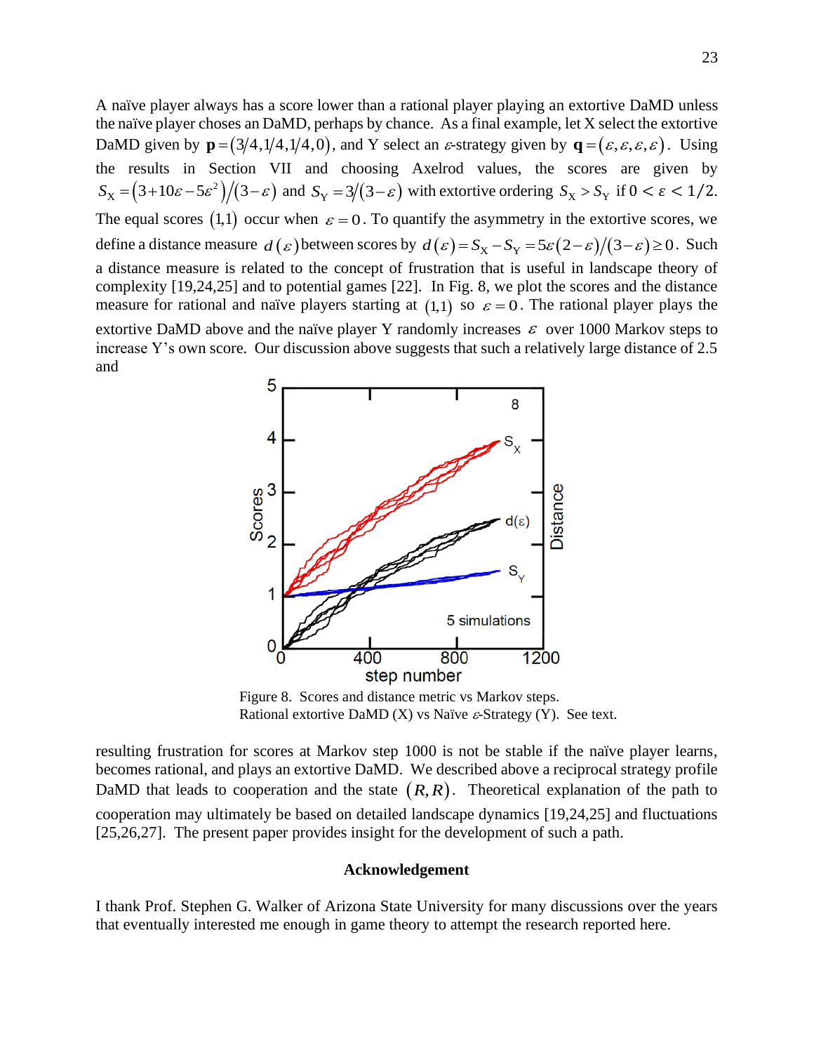A naïve player always has a score lower than a rational player playing an extortive DaMD unless the naïve player choses an DaMD, perhaps by chance. As a final example, let X select the extortive DaMD given by $\mathbf{p} = (3/4, 1/4, 1/4, 0)$, and Y select an $\varepsilon$-strategy given by $\mathbf{q} = (\varepsilon, \varepsilon, \varepsilon, \varepsilon)$. Using the results in Section VII and choosing Axelrod values, the scores are given by $S_X = (3 + 10\varepsilon - 5\varepsilon^2)/(3-\varepsilon)$ and $S_Y = 3/(3-\varepsilon)$ with extortive ordering $S_X > S_Y$ if $0 < \varepsilon < 1/2$. The equal scores $(1,1)$ occur when $\varepsilon = 0$. To quantify the asymmetry in the extortive scores, we define a distance measure $d(\varepsilon)$ between scores by $d(\varepsilon) = S_X - S_Y = 5\varepsilon(2-\varepsilon)/(3-\varepsilon) \geq 0$. Such a distance measure is related to the concept of frustration that is useful in landscape theory of complexity [19,24,25] and to potential games [22]. In Fig. 8, we plot the scores and the distance measure for rational and naïve players starting at $(1,1)$ so $\varepsilon = 0$. The rational player plays the extortive DaMD above and the naïve player Y randomly increases $\varepsilon$ over 1000 Markov steps to increase Y's own score. Our discussion above suggests that such a relatively large distance of 2.5 and

Figure 8. Scores and distance metric vs Markov steps.
Rational extortive DaMD (X) vs Naïve $\varepsilon$-Strategy (Y). See text.

resulting frustration for scores at Markov step 1000 is not be stable if the naïve player learns, becomes rational, and plays an extortive DaMD. We described above a reciprocal strategy profile DaMD that leads to cooperation and the state $(R,R)$. Theoretical explanation of the path to cooperation may ultimately be based on detailed landscape dynamics [19,24,25] and fluctuations [25,26,27]. The present paper provides insight for the development of such a path.

## Acknowledgement

I thank Prof. Stephen G. Walker of Arizona State University for many discussions over the years that eventually interested me enough in game theory to attempt the research reported here.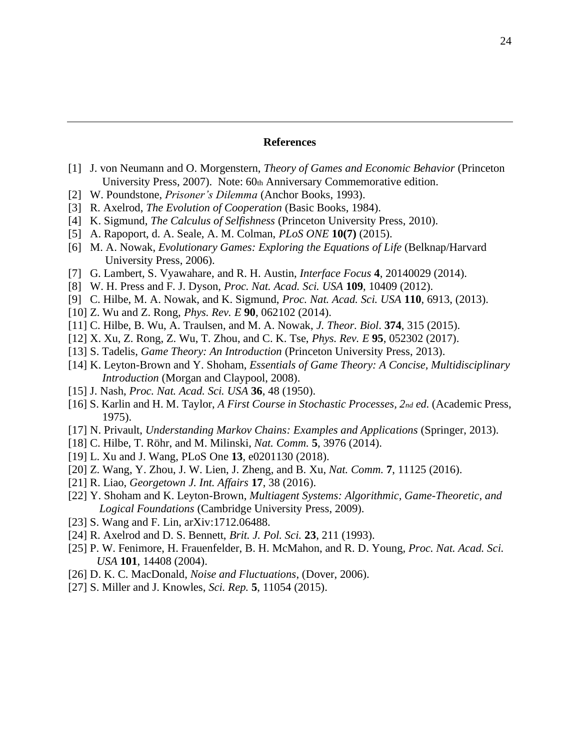## References

[1] J. von Neumann and O. Morgenstern, *Theory of Games and Economic Behavior* (Princeton University Press, 2007). Note: 60th Anniversary Commemorative edition.
[2] W. Poundstone, *Prisoner's Dilemma* (Anchor Books, 1993).
[3] R. Axelrod, *The Evolution of Cooperation* (Basic Books, 1984).
[4] K. Sigmund, *The Calculus of Selfishness* (Princeton University Press, 2010).
[5] A. Rapoport, d. A. Seale, A. M. Colman, *PLoS ONE* **10(7)** (2015).
[6] M. A. Nowak, *Evolutionary Games: Exploring the Equations of Life* (Belknap/Harvard University Press, 2006).
[7] G. Lambert, S. Vyawahare, and R. H. Austin, *Interface Focus* **4**, 20140029 (2014).
[8] W. H. Press and F. J. Dyson, *Proc. Nat. Acad. Sci. USA* **109**, 10409 (2012).
[9] C. Hilbe, M. A. Nowak, and K. Sigmund, *Proc. Nat. Acad. Sci. USA* **110**, 6913, (2013).
[10] Z. Wu and Z. Rong, *Phys. Rev. E* **90**, 062102 (2014).
[11] C. Hilbe, B. Wu, A. Traulsen, and M. A. Nowak, *J. Theor. Biol.* **374**, 315 (2015).
[12] X. Xu, Z. Rong, Z. Wu, T. Zhou, and C. K. Tse, *Phys. Rev. E* **95**, 052302 (2017).
[13] S. Tadelis, *Game Theory: An Introduction* (Princeton University Press, 2013).
[14] K. Leyton-Brown and Y. Shoham, *Essentials of Game Theory: A Concise, Multidisciplinary Introduction* (Morgan and Claypool, 2008).
[15] J. Nash, *Proc. Nat. Acad. Sci. USA* **36**, 48 (1950).
[16] S. Karlin and H. M. Taylor, *A First Course in Stochastic Processes, 2nd ed.* (Academic Press, 1975).
[17] N. Privault, *Understanding Markov Chains: Examples and Applications* (Springer, 2013).
[18] C. Hilbe, T. Röhr, and M. Milinski, *Nat. Comm.* **5**, 3976 (2014).
[19] L. Xu and J. Wang, PLoS One **13**, e0201130 (2018).
[20] Z. Wang, Y. Zhou, J. W. Lien, J. Zheng, and B. Xu, *Nat. Comm.* **7**, 11125 (2016).
[21] R. Liao, *Georgetown J. Int. Affairs* **17**, 38 (2016).
[22] Y. Shoham and K. Leyton-Brown, *Multiagent Systems: Algorithmic, Game-Theoretic, and Logical Foundations* (Cambridge University Press, 2009).
[23] S. Wang and F. Lin, arXiv:1712.06488.
[24] R. Axelrod and D. S. Bennett, *Brit. J. Pol. Sci.* **23**, 211 (1993).
[25] P. W. Fenimore, H. Frauenfelder, B. H. McMahon, and R. D. Young, *Proc. Nat. Acad. Sci. USA* **101**, 14408 (2004).
[26] D. K. C. MacDonald, *Noise and Fluctuations*, (Dover, 2006).
[27] S. Miller and J. Knowles, *Sci. Rep.* **5**, 11054 (2015).